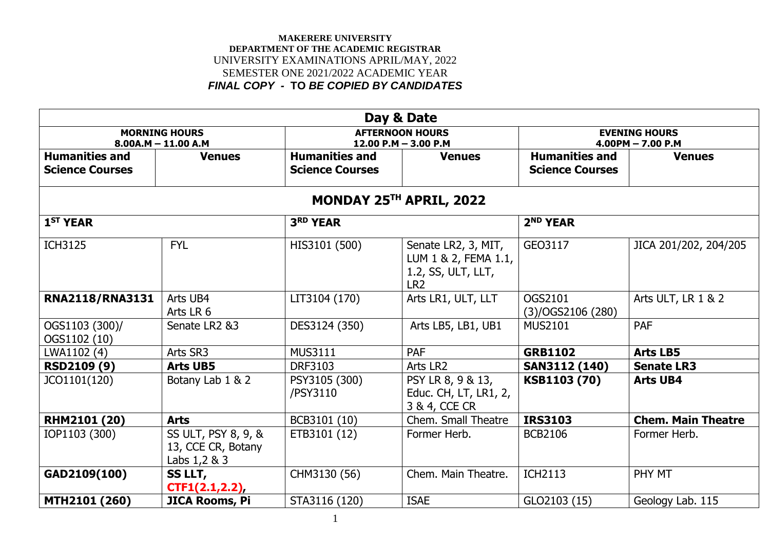**MAKERERE UNIVERSITY**
**DEPARTMENT OF THE ACADEMIC REGISTRAR**
UNIVERSITY EXAMINATIONS APRIL/MAY, 2022
SEMESTER ONE 2021/2022 ACADEMIC YEAR
***FINAL COPY - TO BE COPIED BY CANDIDATES***

| **Day & Date** | | | | | |
|---|---|---|---|---|---|
| **MORNING HOURS 8.00A.M – 11.00 A.M** | | **AFTERNOON HOURS 12.00 P.M – 3.00 P.M** | | **EVENING HOURS 4.00PM – 7.00 P.M** | |
| **Humanities and Science Courses** | **Venues** | **Humanities and Science Courses** | **Venues** | **Humanities and Science Courses** | **Venues** |
| **MONDAY 25TH APRIL, 2022** | | | | | |
| **1ST YEAR** | | **3RD YEAR** | | **2ND YEAR** | |
| ICH3125 | FYL | HIS3101 (500) | Senate LR2, 3, MIT, LUM 1 & 2, FEMA 1.1, 1.2, SS, ULT, LLT, LR2 | GEO3117 | JICA 201/202, 204/205 |
| **RNA2118/RNA3131** | Arts UB4 Arts LR 6 | LIT3104 (170) | Arts LR1, ULT, LLT | OGS2101 (3)/OGS2106 (280) | Arts ULT, LR 1 & 2 |
| OGS1103 (300)/ OGS1102 (10) | Senate LR2 &3 | DES3124 (350) | Arts LB5, LB1, UB1 | MUS2101 | PAF |
| LWA1102 (4) | Arts SR3 | MUS3111 | PAF | **GRB1102** | **Arts LB5** |
| **RSD2109 (9)** | **Arts UB5** | DRF3103 | Arts LR2 | **SAN3112 (140)** | **Senate LR3** |
| JCO1101(120) | Botany Lab 1 & 2 | PSY3105 (300) /PSY3110 | PSY LR 8, 9 & 13, Educ. CH, LT, LR1, 2, 3 & 4, CCE CR | **KSB1103 (70)** | **Arts UB4** |
| **RHM2101 (20)** | **Arts** | BCB3101 (10) | Chem. Small Theatre | **IRS3103** | **Chem. Main Theatre** |
| IOP1103 (300) | SS ULT, PSY 8, 9, & 13, CCE CR, Botany Labs 1,2 & 3 | ETB3101 (12) | Former Herb. | BCB2106 | Former Herb. |
| **GAD2109(100)** | **SS LLT, CTF1(2.1,2.2),** | CHM3130 (56) | Chem. Main Theatre. | ICH2113 | PHY MT |
| **MTH2101 (260)** | **JICA Rooms, Pi** | STA3116 (120) | ISAE | GLO2103 (15) | Geology Lab. 115 |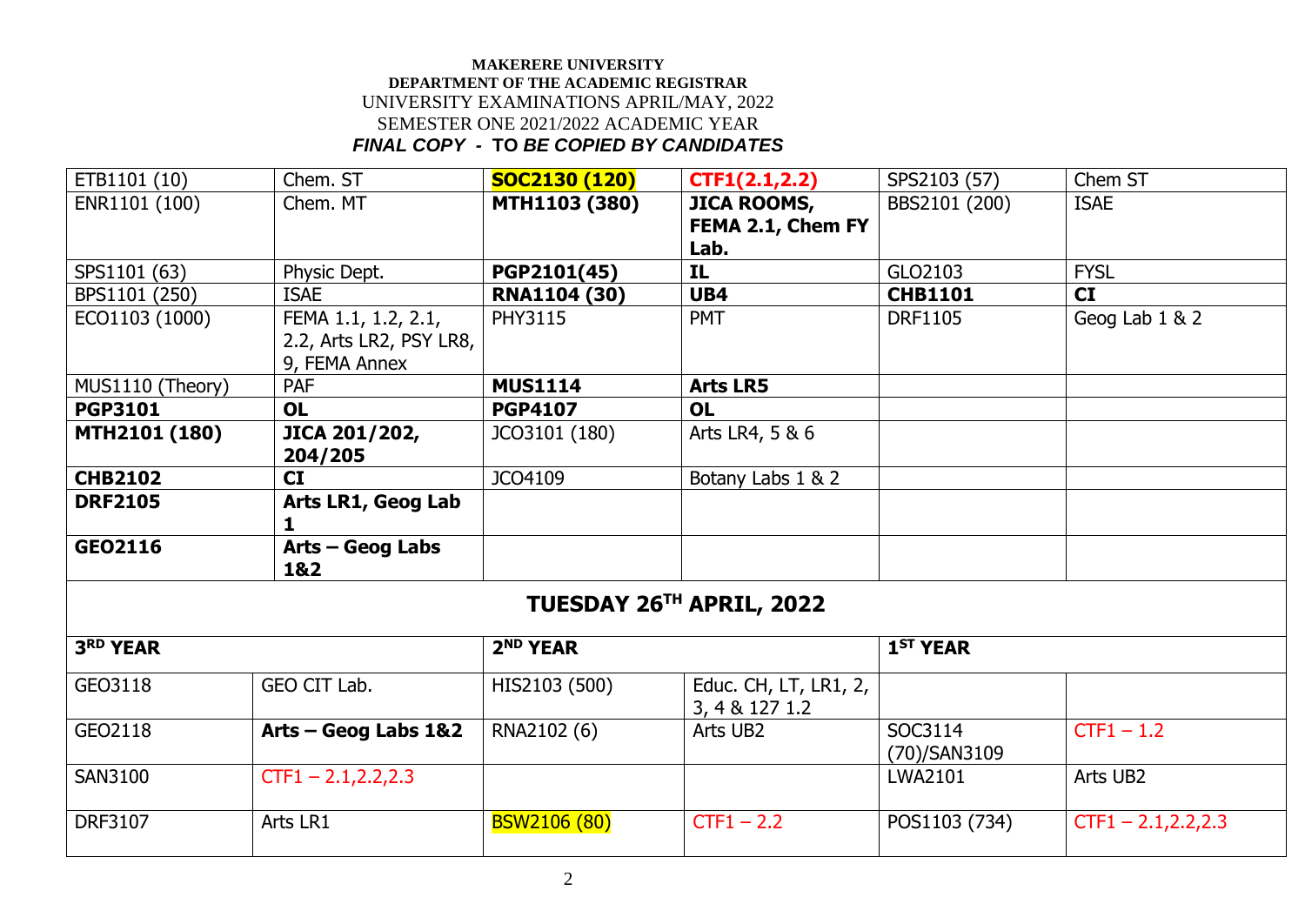**MAKERERE UNIVERSITY**
**DEPARTMENT OF THE ACADEMIC REGISTRAR**
UNIVERSITY EXAMINATIONS APRIL/MAY, 2022
SEMESTER ONE 2021/2022 ACADEMIC YEAR
***FINAL COPY - TO BE COPIED BY CANDIDATES***

| | | | | | |
|---|---|---|---|---|---|
| ETB1101 (10) | Chem. ST | **SOC2130 (120)** | **CTF1(2.1,2.2)** | SPS2103 (57) | Chem ST |
| ENR1101 (100) | Chem. MT | **MTH1103 (380)** | **JICA ROOMS, FEMA 2.1, Chem FY Lab.** | BBS2101 (200) | ISAE |
| SPS1101 (63) | Physic Dept. | **PGP2101(45)** | **IL** | GLO2103 | FYSL |
| BPS1101 (250) | ISAE | **RNA1104 (30)** | **UB4** | **CHB1101** | **CI** |
| ECO1103 (1000) | FEMA 1.1, 1.2, 2.1, 2.2, Arts LR2, PSY LR8, 9, FEMA Annex | PHY3115 | PMT | DRF1105 | Geog Lab 1 & 2 |
| MUS1110 (Theory) | PAF | **MUS1114** | **Arts LR5** | | |
| **PGP3101** | **OL** | **PGP4107** | **OL** | | |
| **MTH2101 (180)** | **JICA 201/202, 204/205** | JCO3101 (180) | Arts LR4, 5 & 6 | | |
| **CHB2102** | **CI** | JCO4109 | Botany Labs 1 & 2 | | |
| **DRF2105** | **Arts LR1, Geog Lab 1** | | | | |
| **GEO2116** | **Arts – Geog Labs 1&2** | | | | |

## TUESDAY 26TH APRIL, 2022

| **3RD YEAR** | | **2ND YEAR** | | **1ST YEAR** | |
|---|---|---|---|---|---|
| GEO3118 | GEO CIT Lab. | HIS2103 (500) | Educ. CH, LT, LR1, 2, 3, 4 & 127 1.2 | | |
| GEO2118 | **Arts – Geog Labs 1&2** | RNA2102 (6) | Arts UB2 | SOC3114 (70)/SAN3109 | CTF1 – 1.2 |
| SAN3100 | CTF1 – 2.1,2.2,2.3 | | | LWA2101 | Arts UB2 |
| DRF3107 | Arts LR1 | BSW2106 (80) | CTF1 – 2.2 | POS1103 (734) | CTF1 – 2.1,2.2,2.3 |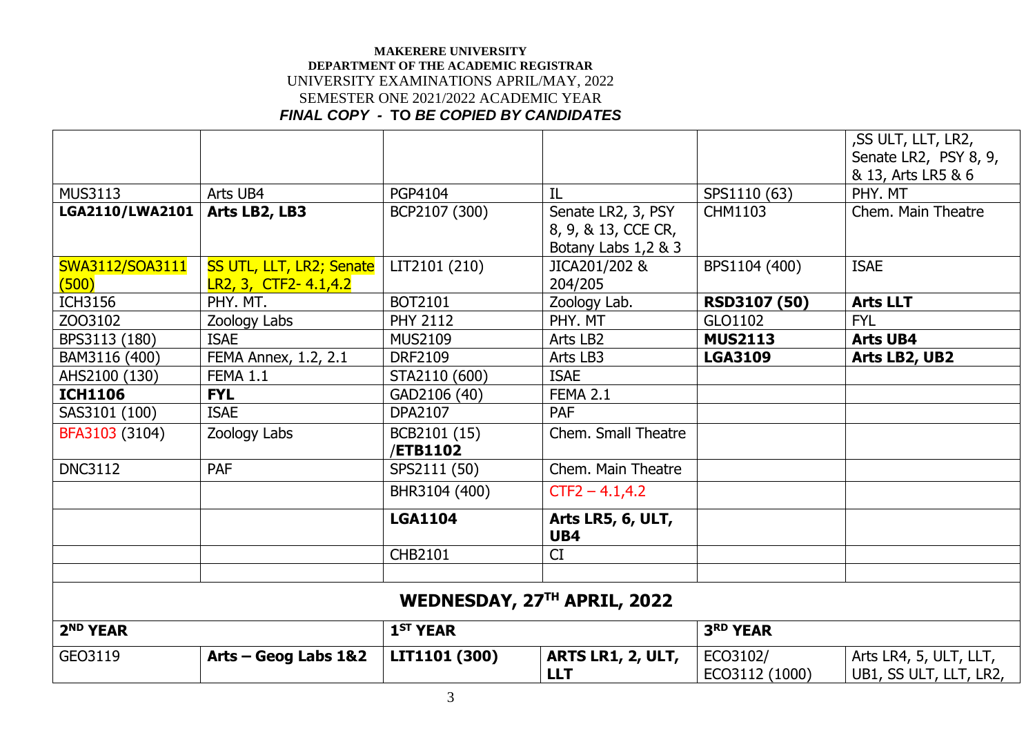**MAKERERE UNIVERSITY**
**DEPARTMENT OF THE ACADEMIC REGISTRAR**
UNIVERSITY EXAMINATIONS APRIL/MAY, 2022
SEMESTER ONE 2021/2022 ACADEMIC YEAR
***FINAL COPY - TO BE COPIED BY CANDIDATES***

| | | | | | |
|---|---|---|---|---|---|
| | | | | | ,SS ULT, LLT, LR2, Senate LR2, PSY 8, 9, & 13, Arts LR5 & 6 |
| MUS3113 | Arts UB4 | PGP4104 | IL | SPS1110 (63) | PHY. MT |
| **LGA2110/LWA2101** | **Arts LB2, LB3** | BCP2107 (300) | Senate LR2, 3, PSY 8, 9, & 13, CCE CR, Botany Labs 1,2 & 3 | CHM1103 | Chem. Main Theatre |
| SWA3112/SOA3111 (500) | SS UTL, LLT, LR2; Senate LR2, 3, CTF2- 4.1,4.2 | LIT2101 (210) | JICA201/202 & 204/205 | BPS1104 (400) | ISAE |
| ICH3156 | PHY. MT. | BOT2101 | Zoology Lab. | **RSD3107 (50)** | **Arts LLT** |
| ZOO3102 | Zoology Labs | PHY 2112 | PHY. MT | GLO1102 | FYL |
| BPS3113 (180) | ISAE | MUS2109 | Arts LB2 | **MUS2113** | **Arts UB4** |
| BAM3116 (400) | FEMA Annex, 1.2, 2.1 | DRF2109 | Arts LB3 | **LGA3109** | **Arts LB2, UB2** |
| AHS2100 (130) | FEMA 1.1 | STA2110 (600) | ISAE | | |
| **ICH1106** | **FYL** | GAD2106 (40) | FEMA 2.1 | | |
| SAS3101 (100) | ISAE | DPA2107 | PAF | | |
| BFA3103 (3104) | Zoology Labs | BCB2101 (15) /**ETB1102** | Chem. Small Theatre | | |
| DNC3112 | PAF | SPS2111 (50) | Chem. Main Theatre | | |
| | | BHR3104 (400) | CTF2 – 4.1,4.2 | | |
| | | **LGA1104** | **Arts LR5, 6, ULT, UB4** | | |
| | | CHB2101 | CI | | |
| | | | | | |
| **WEDNESDAY, 27TH APRIL, 2022** | | | | | |
| **2ND YEAR** | | **1ST YEAR** | | **3RD YEAR** | |
| GEO3119 | **Arts – Geog Labs 1&2** | **LIT1101 (300)** | **ARTS LR1, 2, ULT, LLT** | ECO3102/ ECO3112 (1000) | Arts LR4, 5, ULT, LLT, UB1, SS ULT, LLT, LR2, |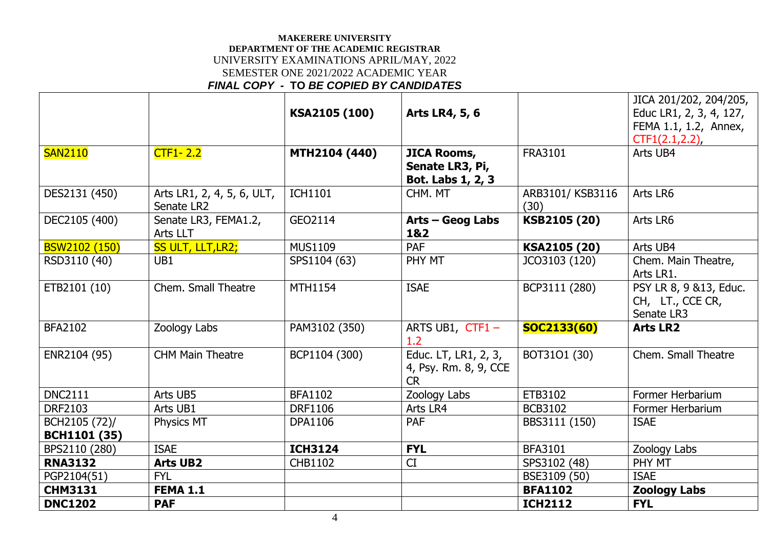**MAKERERE UNIVERSITY**
**DEPARTMENT OF THE ACADEMIC REGISTRAR**
UNIVERSITY EXAMINATIONS APRIL/MAY, 2022
SEMESTER ONE 2021/2022 ACADEMIC YEAR
***FINAL COPY - TO BE COPIED BY CANDIDATES***

| | | **KSA2105 (100)** | **Arts LR4, 5, 6** | | JICA 201/202, 204/205, Educ LR1, 2, 3, 4, 127, FEMA 1.1, 1.2, Annex, CTF1(2.1,2.2), |
|---|---|---|---|---|---|
| SAN2110 | CTF1- 2.2 | **MTH2104 (440)** | **JICA Rooms, Senate LR3, Pi, Bot. Labs 1, 2, 3** | FRA3101 | Arts UB4 |
| DES2131 (450) | Arts LR1, 2, 4, 5, 6, ULT, Senate LR2 | ICH1101 | CHM. MT | ARB3101/ KSB3116 (30) | Arts LR6 |
| DEC2105 (400) | Senate LR3, FEMA1.2, Arts LLT | GEO2114 | **Arts – Geog Labs 1&2** | **KSB2105 (20)** | Arts LR6 |
| BSW2102 (150) | SS ULT, LLT,LR2; | MUS1109 | PAF | **KSA2105 (20)** | Arts UB4 |
| RSD3110 (40) | UB1 | SPS1104 (63) | PHY MT | JCO3103 (120) | Chem. Main Theatre, Arts LR1. |
| ETB2101 (10) | Chem. Small Theatre | MTH1154 | ISAE | BCP3111 (280) | PSY LR 8, 9 &13, Educ. CH, LT., CCE CR, Senate LR3 |
| BFA2102 | Zoology Labs | PAM3102 (350) | ARTS UB1, CTF1 – 1.2 | **SOC2133(60)** | **Arts LR2** |
| ENR2104 (95) | CHM Main Theatre | BCP1104 (300) | Educ. LT, LR1, 2, 3, 4, Psy. Rm. 8, 9, CCE CR | BOT31O1 (30) | Chem. Small Theatre |
| DNC2111 | Arts UB5 | BFA1102 | Zoology Labs | ETB3102 | Former Herbarium |
| DRF2103 | Arts UB1 | DRF1106 | Arts LR4 | BCB3102 | Former Herbarium |
| BCH2105 (72)/ **BCH1101 (35)** | Physics MT | DPA1106 | PAF | BBS3111 (150) | ISAE |
| BPS2110 (280) | ISAE | **ICH3124** | **FYL** | BFA3101 | Zoology Labs |
| **RNA3132** | **Arts UB2** | CHB1102 | CI | SPS3102 (48) | PHY MT |
| PGP2104(51) | FYL | | | BSE3109 (50) | ISAE |
| **CHM3131** | **FEMA 1.1** | | | **BFA1102** | **Zoology Labs** |
| **DNC1202** | **PAF** | | | **ICH2112** | **FYL** |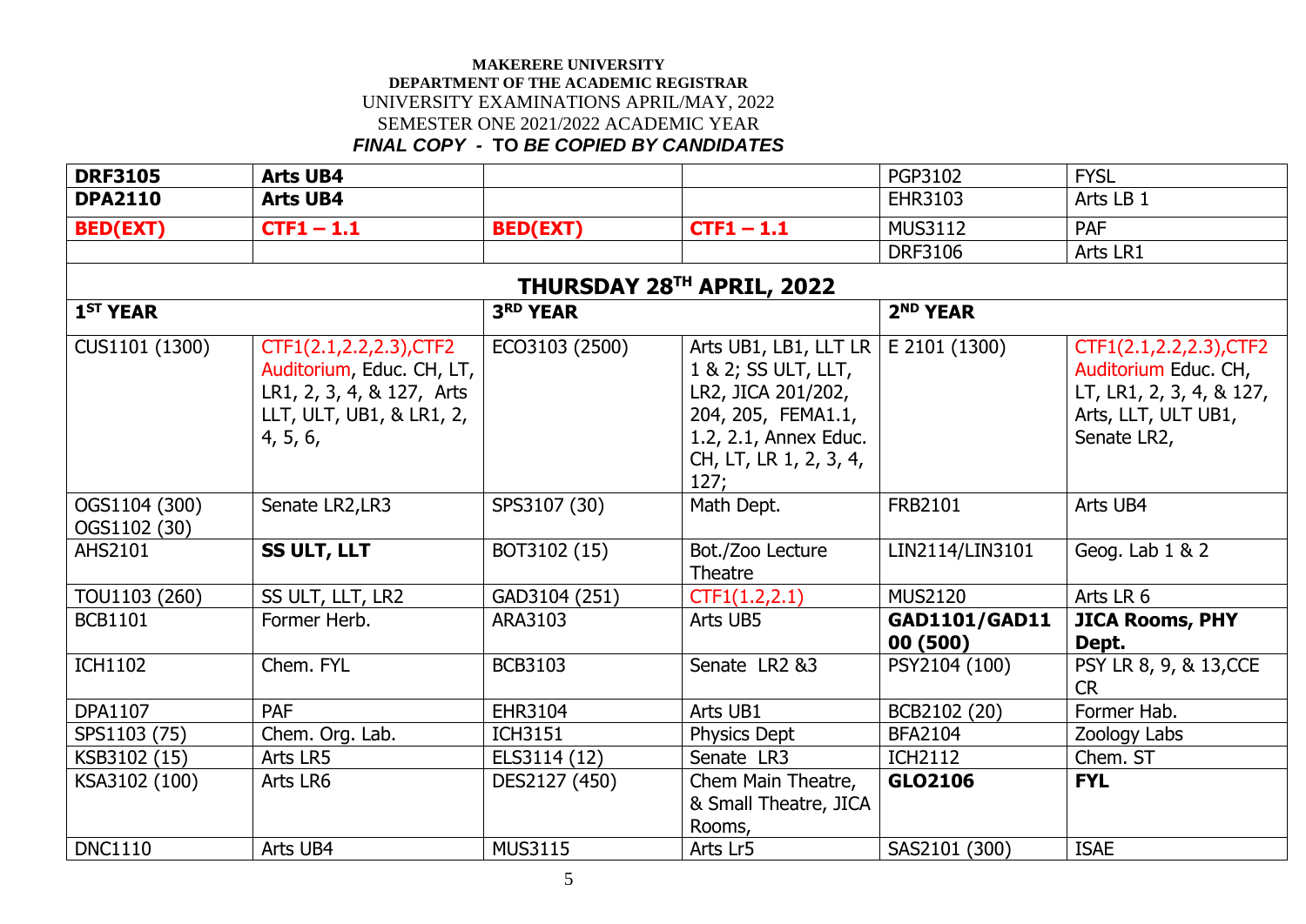**MAKERERE UNIVERSITY**
**DEPARTMENT OF THE ACADEMIC REGISTRAR**
UNIVERSITY EXAMINATIONS APRIL/MAY, 2022
SEMESTER ONE 2021/2022 ACADEMIC YEAR
***FINAL COPY - TO BE COPIED BY CANDIDATES***

| | | | | | |
|---|---|---|---|---|---|
| **DRF3105** | **Arts UB4** | | | PGP3102 | FYSL |
| **DPA2110** | **Arts UB4** | | | EHR3103 | Arts LB 1 |
| **BED(EXT)** | **CTF1 – 1.1** | **BED(EXT)** | **CTF1 – 1.1** | MUS3112 | PAF |
| | | | | DRF3106 | Arts LR1 |
| **THURSDAY 28TH APRIL, 2022** | | | | | |
| **1ST YEAR** | | **3RD YEAR** | | **2ND YEAR** | |
| CUS1101 (1300) | CTF1(2.1,2.2,2.3),CTF2 Auditorium, Educ. CH, LT, LR1, 2, 3, 4, & 127, Arts LLT, ULT, UB1, & LR1, 2, 4, 5, 6, | ECO3103 (2500) | Arts UB1, LB1, LLT LR 1 & 2; SS ULT, LLT, LR2, JICA 201/202, 204, 205, FEMA1.1, 1.2, 2.1, Annex Educ. CH, LT, LR 1, 2, 3, 4, 127; | E 2101 (1300) | CTF1(2.1,2.2,2.3),CTF2 Auditorium Educ. CH, LT, LR1, 2, 3, 4, & 127, Arts, LLT, ULT UB1, Senate LR2, |
| OGS1104 (300) OGS1102 (30) | Senate LR2,LR3 | SPS3107 (30) | Math Dept. | FRB2101 | Arts UB4 |
| AHS2101 | **SS ULT, LLT** | BOT3102 (15) | Bot./Zoo Lecture Theatre | LIN2114/LIN3101 | Geog. Lab 1 & 2 |
| TOU1103 (260) | SS ULT, LLT, LR2 | GAD3104 (251) | CTF1(1.2,2.1) | MUS2120 | Arts LR 6 |
| BCB1101 | Former Herb. | ARA3103 | Arts UB5 | **GAD1101/GAD1100 (500)** | **JICA Rooms, PHY Dept.** |
| ICH1102 | Chem. FYL | BCB3103 | Senate LR2 &3 | PSY2104 (100) | PSY LR 8, 9, & 13,CCE CR |
| DPA1107 | PAF | EHR3104 | Arts UB1 | BCB2102 (20) | Former Hab. |
| SPS1103 (75) | Chem. Org. Lab. | ICH3151 | Physics Dept | BFA2104 | Zoology Labs |
| KSB3102 (15) | Arts LR5 | ELS3114 (12) | Senate LR3 | ICH2112 | Chem. ST |
| KSA3102 (100) | Arts LR6 | DES2127 (450) | Chem Main Theatre, & Small Theatre, JICA Rooms, | **GLO2106** | **FYL** |
| DNC1110 | Arts UB4 | MUS3115 | Arts Lr5 | SAS2101 (300) | ISAE |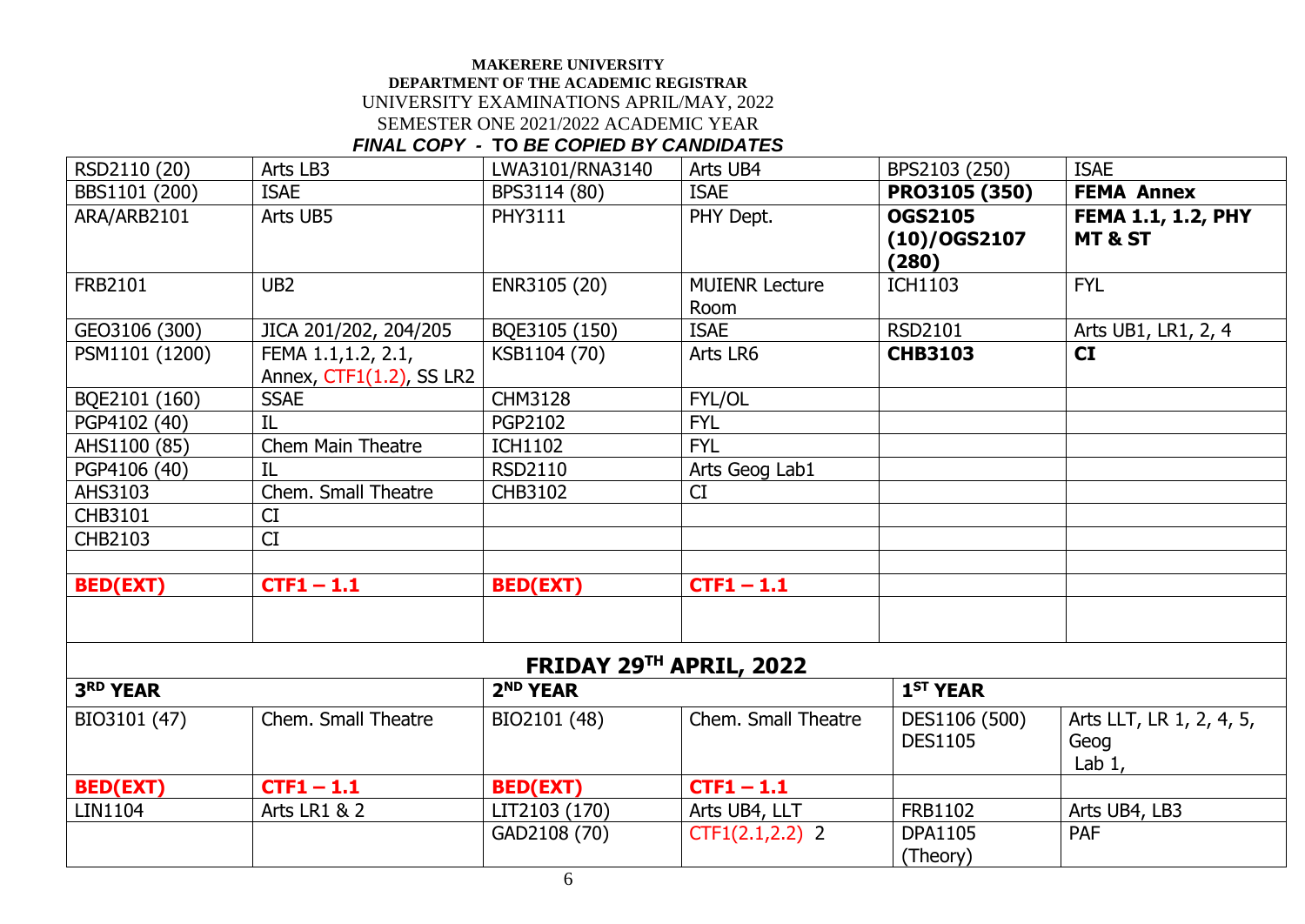**MAKERERE UNIVERSITY**
**DEPARTMENT OF THE ACADEMIC REGISTRAR**
UNIVERSITY EXAMINATIONS APRIL/MAY, 2022
SEMESTER ONE 2021/2022 ACADEMIC YEAR
***FINAL COPY - TO BE COPIED BY CANDIDATES***

| | | | | | |
|---|---|---|---|---|---|
| RSD2110 (20) | Arts LB3 | LWA3101/RNA3140 | Arts UB4 | BPS2103 (250) | ISAE |
| BBS1101 (200) | ISAE | BPS3114 (80) | ISAE | **PRO3105 (350)** | **FEMA Annex** |
| ARA/ARB2101 | Arts UB5 | PHY3111 | PHY Dept. | **OGS2105 (10)/OGS2107 (280)** | **FEMA 1.1, 1.2, PHY MT & ST** |
| FRB2101 | UB2 | ENR3105 (20) | MUIENR Lecture Room | ICH1103 | FYL |
| GEO3106 (300) | JICA 201/202, 204/205 | BQE3105 (150) | ISAE | RSD2101 | Arts UB1, LR1, 2, 4 |
| PSM1101 (1200) | FEMA 1.1,1.2, 2.1, Annex, CTF1(1.2), SS LR2 | KSB1104 (70) | Arts LR6 | **CHB3103** | **CI** |
| BQE2101 (160) | SSAE | CHM3128 | FYL/OL | | |
| PGP4102 (40) | IL | PGP2102 | FYL | | |
| AHS1100 (85) | Chem Main Theatre | ICH1102 | FYL | | |
| PGP4106 (40) | IL | RSD2110 | Arts Geog Lab1 | | |
| AHS3103 | Chem. Small Theatre | CHB3102 | CI | | |
| CHB3101 | CI | | | | |
| CHB2103 | CI | | | | |
| | | | | | |
| **BED(EXT)** | **CTF1 – 1.1** | **BED(EXT)** | **CTF1 – 1.1** | | |
| | | | | | |

## FRIDAY 29TH APRIL, 2022

| 3RD YEAR | | 2ND YEAR | | 1ST YEAR | |
|---|---|---|---|---|---|
| BIO3101 (47) | Chem. Small Theatre | BIO2101 (48) | Chem. Small Theatre | DES1106 (500) DES1105 | Arts LLT, LR 1, 2, 4, 5, Geog Lab 1, |
| **BED(EXT)** | **CTF1 – 1.1** | **BED(EXT)** | **CTF1 – 1.1** | | |
| LIN1104 | Arts LR1 & 2 | LIT2103 (170) | Arts UB4, LLT | FRB1102 | Arts UB4, LB3 |
| | | GAD2108 (70) | CTF1(2.1,2.2) 2 | DPA1105 (Theory) | PAF |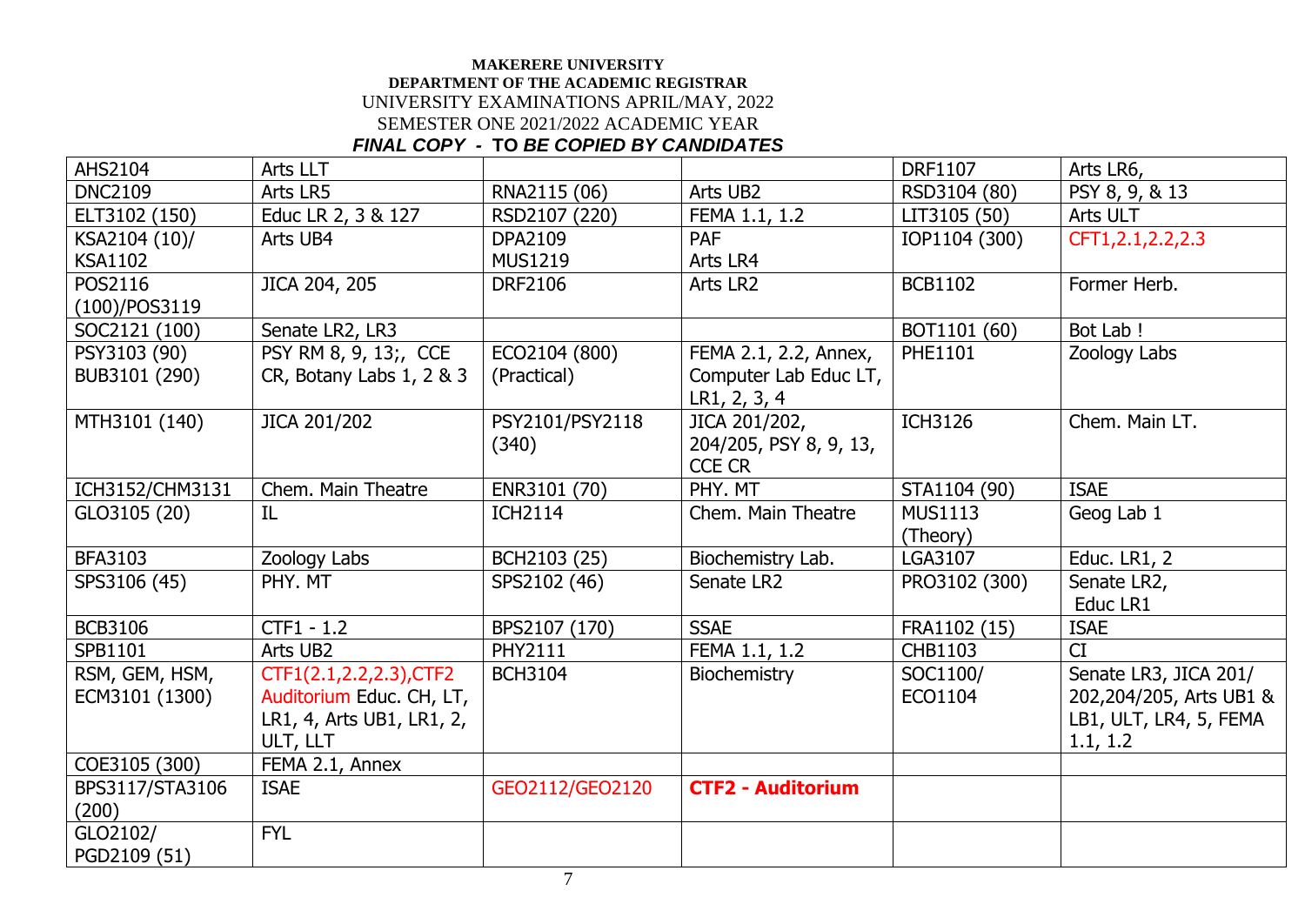**MAKERERE UNIVERSITY**
**DEPARTMENT OF THE ACADEMIC REGISTRAR**
UNIVERSITY EXAMINATIONS APRIL/MAY, 2022
SEMESTER ONE 2021/2022 ACADEMIC YEAR
***FINAL COPY - TO BE COPIED BY CANDIDATES***

| | | | | | |
|---|---|---|---|---|---|
| AHS2104 | Arts LLT | | | DRF1107 | Arts LR6, |
| DNC2109 | Arts LR5 | RNA2115 (06) | Arts UB2 | RSD3104 (80) | PSY 8, 9, & 13 |
| ELT3102 (150) | Educ LR 2, 3 & 127 | RSD2107 (220) | FEMA 1.1, 1.2 | LIT3105 (50) | Arts ULT |
| KSA2104 (10)/ KSA1102 | Arts UB4 | DPA2109 MUS1219 | PAF Arts LR4 | IOP1104 (300) | CFT1,2.1,2.2,2.3 |
| POS2116 (100)/POS3119 | JICA 204, 205 | DRF2106 | Arts LR2 | BCB1102 | Former Herb. |
| SOC2121 (100) | Senate LR2, LR3 | | | BOT1101 (60) | Bot Lab ! |
| PSY3103 (90) BUB3101 (290) | PSY RM 8, 9, 13;, CCE CR, Botany Labs 1, 2 & 3 | ECO2104 (800) (Practical) | FEMA 2.1, 2.2, Annex, Computer Lab Educ LT, LR1, 2, 3, 4 | PHE1101 | Zoology Labs |
| MTH3101 (140) | JICA 201/202 | PSY2101/PSY2118 (340) | JICA 201/202, 204/205, PSY 8, 9, 13, CCE CR | ICH3126 | Chem. Main LT. |
| ICH3152/CHM3131 | Chem. Main Theatre | ENR3101 (70) | PHY. MT | STA1104 (90) | ISAE |
| GLO3105 (20) | IL | ICH2114 | Chem. Main Theatre | MUS1113 (Theory) | Geog Lab 1 |
| BFA3103 | Zoology Labs | BCH2103 (25) | Biochemistry Lab. | LGA3107 | Educ. LR1, 2 |
| SPS3106 (45) | PHY. MT | SPS2102 (46) | Senate LR2 | PRO3102 (300) | Senate LR2, Educ LR1 |
| BCB3106 | CTF1 - 1.2 | BPS2107 (170) | SSAE | FRA1102 (15) | ISAE |
| SPB1101 | Arts UB2 | PHY2111 | FEMA 1.1, 1.2 | CHB1103 | CI |
| RSM, GEM, HSM, ECM3101 (1300) | CTF1(2.1,2.2,2.3),CTF2 Auditorium Educ. CH, LT, LR1, 4, Arts UB1, LR1, 2, ULT, LLT | BCH3104 | Biochemistry | SOC1100/ ECO1104 | Senate LR3, JICA 201/ 202,204/205, Arts UB1 & LB1, ULT, LR4, 5, FEMA 1.1, 1.2 |
| COE3105 (300) | FEMA 2.1, Annex | | | | |
| BPS3117/STA3106 (200) | ISAE | GEO2112/GEO2120 | **CTF2 - Auditorium** | | |
| GLO2102/ PGD2109 (51) | FYL | | | | |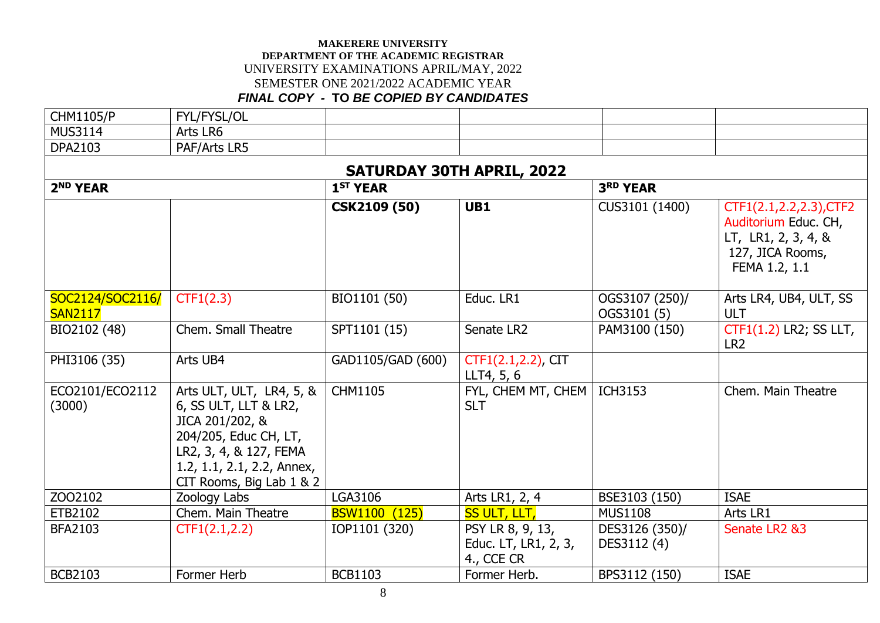**MAKERERE UNIVERSITY**
**DEPARTMENT OF THE ACADEMIC REGISTRAR**
UNIVERSITY EXAMINATIONS APRIL/MAY, 2022
SEMESTER ONE 2021/2022 ACADEMIC YEAR
***FINAL COPY - TO BE COPIED BY CANDIDATES***

| | | | | | |
|---|---|---|---|---|---|
| CHM1105/P | FYL/FYSL/OL | | | | |
| MUS3114 | Arts LR6 | | | | |
| DPA2103 | PAF/Arts LR5 | | | | |
| **SATURDAY 30TH APRIL, 2022** | | | | | |
| **2ND YEAR** | | **1ST YEAR** | | **3RD YEAR** | |
| | | **CSK2109 (50)** | **UB1** | CUS3101 (1400) | CTF1(2.1,2.2,2.3),CTF2 Auditorium Educ. CH, LT, LR1, 2, 3, 4, & 127, JICA Rooms, FEMA 1.2, 1.1 |
| SOC2124/SOC2116/ SAN2117 | CTF1(2.3) | BIO1101 (50) | Educ. LR1 | OGS3107 (250)/ OGS3101 (5) | Arts LR4, UB4, ULT, SS ULT |
| BIO2102 (48) | Chem. Small Theatre | SPT1101 (15) | Senate LR2 | PAM3100 (150) | CTF1(1.2) LR2; SS LLT, LR2 |
| PHI3106 (35) | Arts UB4 | GAD1105/GAD (600) | CTF1(2.1,2.2), CIT LLT4, 5, 6 | | |
| ECO2101/ECO2112 (3000) | Arts ULT, ULT, LR4, 5, & 6, SS ULT, LLT & LR2, JICA 201/202, & 204/205, Educ CH, LT, LR2, 3, 4, & 127, FEMA 1.2, 1.1, 2.1, 2.2, Annex, CIT Rooms, Big Lab 1 & 2 | CHM1105 | FYL, CHEM MT, CHEM SLT | ICH3153 | Chem. Main Theatre |
| ZOO2102 | Zoology Labs | LGA3106 | Arts LR1, 2, 4 | BSE3103 (150) | ISAE |
| ETB2102 | Chem. Main Theatre | BSW1100 (125) | SS ULT, LLT, | MUS1108 | Arts LR1 |
| BFA2103 | CTF1(2.1,2.2) | IOP1101 (320) | PSY LR 8, 9, 13, Educ. LT, LR1, 2, 3, 4., CCE CR | DES3126 (350)/ DES3112 (4) | Senate LR2 &3 |
| BCB2103 | Former Herb | BCB1103 | Former Herb. | BPS3112 (150) | ISAE |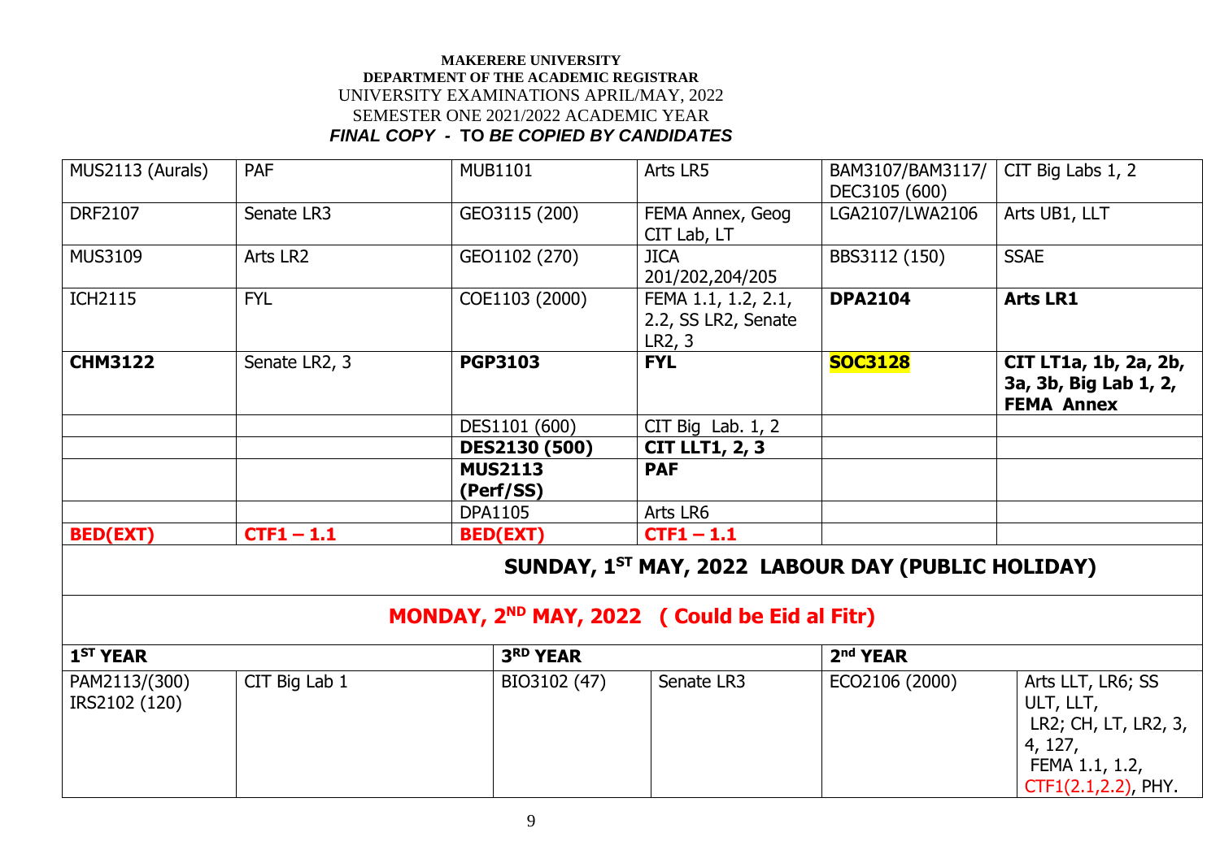**MAKERERE UNIVERSITY**
**DEPARTMENT OF THE ACADEMIC REGISTRAR**
UNIVERSITY EXAMINATIONS APRIL/MAY, 2022
SEMESTER ONE 2021/2022 ACADEMIC YEAR
***FINAL COPY - TO BE COPIED BY CANDIDATES***

| | | | | | |
|---|---|---|---|---|---|
| MUS2113 (Aurals) | PAF | MUB1101 | Arts LR5 | BAM3107/BAM3117/ DEC3105 (600) | CIT Big Labs 1, 2 |
| DRF2107 | Senate LR3 | GEO3115 (200) | FEMA Annex, Geog CIT Lab, LT | LGA2107/LWA2106 | Arts UB1, LLT |
| MUS3109 | Arts LR2 | GEO1102 (270) | JICA 201/202,204/205 | BBS3112 (150) | SSAE |
| ICH2115 | FYL | COE1103 (2000) | FEMA 1.1, 1.2, 2.1, 2.2, SS LR2, Senate LR2, 3 | **DPA2104** | **Arts LR1** |
| **CHM3122** | Senate LR2, 3 | **PGP3103** | **FYL** | **SOC3128** | **CIT LT1a, 1b, 2a, 2b, 3a, 3b, Big Lab 1, 2, FEMA Annex** |
| | | DES1101 (600) | CIT Big Lab. 1, 2 | | |
| | | **DES2130 (500)** | **CIT LLT1, 2, 3** | | |
| | | **MUS2113 (Perf/SS)** | **PAF** | | |
| | | DPA1105 | Arts LR6 | | |
| **BED(EXT)** | **CTF1 – 1.1** | **BED(EXT)** | **CTF1 – 1.1** | | |

## SUNDAY, 1ST MAY, 2022 LABOUR DAY (PUBLIC HOLIDAY)

## MONDAY, 2ND MAY, 2022 ( Could be Eid al Fitr)

| 1ST YEAR | | 3RD YEAR | | 2nd YEAR | |
|---|---|---|---|---|---|
| PAM2113/(300) IRS2102 (120) | CIT Big Lab 1 | BIO3102 (47) | Senate LR3 | ECO2106 (2000) | Arts LLT, LR6; SS ULT, LLT, LR2; CH, LT, LR2, 3, 4, 127, FEMA 1.1, 1.2, CTF1(2.1,2.2), PHY. |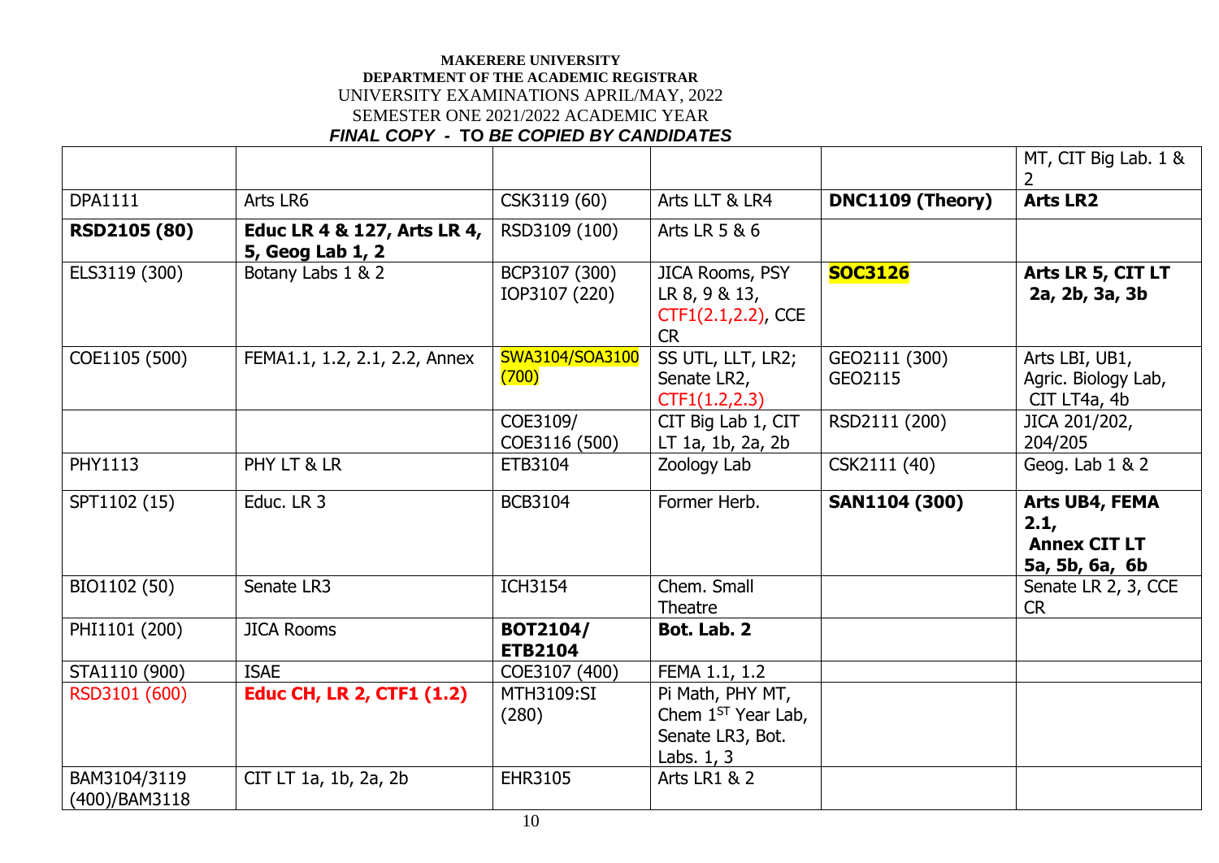**MAKERERE UNIVERSITY**
**DEPARTMENT OF THE ACADEMIC REGISTRAR**
UNIVERSITY EXAMINATIONS APRIL/MAY, 2022
SEMESTER ONE 2021/2022 ACADEMIC YEAR
***FINAL COPY - TO BE COPIED BY CANDIDATES***

| | | | | | |
|---|---|---|---|---|---|
| | | | | | MT, CIT Big Lab. 1 & 2 |
| DPA1111 | Arts LR6 | CSK3119 (60) | Arts LLT & LR4 | **DNC1109 (Theory)** | **Arts LR2** |
| **RSD2105 (80)** | **Educ LR 4 & 127, Arts LR 4, 5, Geog Lab 1, 2** | RSD3109 (100) | Arts LR 5 & 6 | | |
| ELS3119 (300) | Botany Labs 1 & 2 | BCP3107 (300) IOP3107 (220) | JICA Rooms, PSY LR 8, 9 & 13, CTF1(2.1,2.2), CCE CR | **SOC3126** | **Arts LR 5, CIT LT 2a, 2b, 3a, 3b** |
| COE1105 (500) | FEMA1.1, 1.2, 2.1, 2.2, Annex | SWA3104/SOA3100 (700) | SS UTL, LLT, LR2; Senate LR2, CTF1(1.2,2.3) | GEO2111 (300) GEO2115 | Arts LBI, UB1, Agric. Biology Lab, CIT LT4a, 4b |
| | | COE3109/ COE3116 (500) | CIT Big Lab 1, CIT LT 1a, 1b, 2a, 2b | RSD2111 (200) | JICA 201/202, 204/205 |
| PHY1113 | PHY LT & LR | ETB3104 | Zoology Lab | CSK2111 (40) | Geog. Lab 1 & 2 |
| SPT1102 (15) | Educ. LR 3 | BCB3104 | Former Herb. | **SAN1104 (300)** | **Arts UB4, FEMA 2.1, Annex CIT LT 5a, 5b, 6a, 6b** |
| BIO1102 (50) | Senate LR3 | ICH3154 | Chem. Small Theatre | | Senate LR 2, 3, CCE CR |
| PHI1101 (200) | JICA Rooms | **BOT2104/ ETB2104** | **Bot. Lab. 2** | | |
| STA1110 (900) | ISAE | COE3107 (400) | FEMA 1.1, 1.2 | | |
| RSD3101 (600) | **Educ CH, LR 2, CTF1 (1.2)** | MTH3109:SI (280) | Pi Math, PHY MT, Chem 1ST Year Lab, Senate LR3, Bot. Labs. 1, 3 | | |
| BAM3104/3119 (400)/BAM3118 | CIT LT 1a, 1b, 2a, 2b | EHR3105 | Arts LR1 & 2 | | |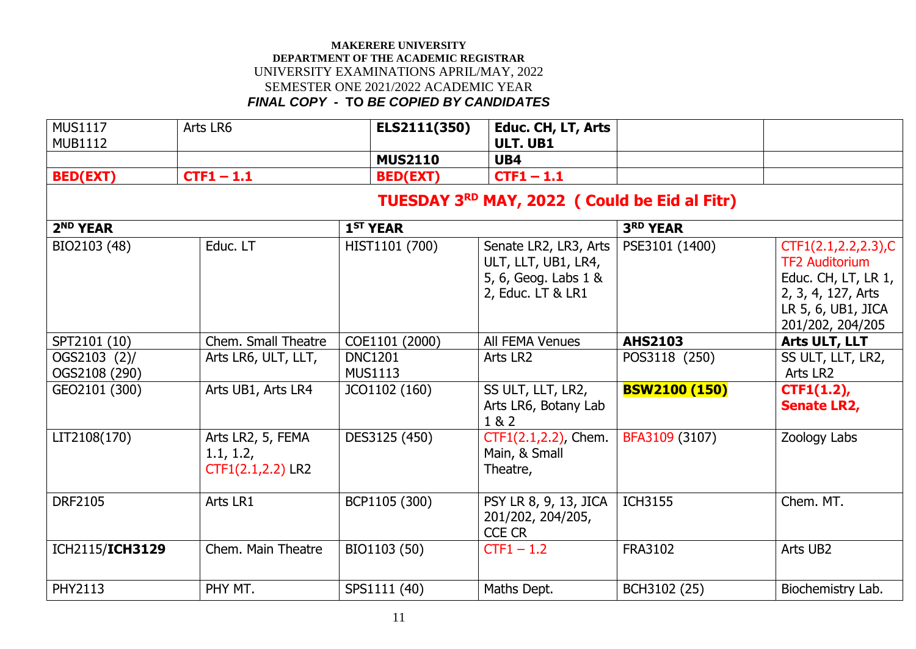**MAKERERE UNIVERSITY**
**DEPARTMENT OF THE ACADEMIC REGISTRAR**
UNIVERSITY EXAMINATIONS APRIL/MAY, 2022
SEMESTER ONE 2021/2022 ACADEMIC YEAR
***FINAL COPY - TO BE COPIED BY CANDIDATES***

| | | | | | |
|---|---|---|---|---|---|
| MUS1117 MUB1112 | Arts LR6 | **ELS2111(350)** | **Educ. CH, LT, Arts ULT. UB1** | | |
| | | **MUS2110** | **UB4** | | |
| **BED(EXT)** | **CTF1 – 1.1** | **BED(EXT)** | **CTF1 – 1.1** | | |

## TUESDAY 3RD MAY, 2022 ( Could be Eid al Fitr)

| 2ND YEAR | | 1ST YEAR | | 3RD YEAR | |
|---|---|---|---|---|---|
| BIO2103 (48) | Educ. LT | HIST1101 (700) | Senate LR2, LR3, Arts ULT, LLT, UB1, LR4, 5, 6, Geog. Labs 1 & 2, Educ. LT & LR1 | PSE3101 (1400) | CTF1(2.1,2.2,2.3),CTF2 Auditorium Educ. CH, LT, LR 1, 2, 3, 4, 127, Arts LR 5, 6, UB1, JICA 201/202, 204/205 |
| SPT2101 (10) | Chem. Small Theatre | COE1101 (2000) | All FEMA Venues | **AHS2103** | **Arts ULT, LLT** |
| OGS2103 (2)/ OGS2108 (290) | Arts LR6, ULT, LLT, | DNC1201 MUS1113 | Arts LR2 | POS3118 (250) | SS ULT, LLT, LR2, Arts LR2 |
| GEO2101 (300) | Arts UB1, Arts LR4 | JCO1102 (160) | SS ULT, LLT, LR2, Arts LR6, Botany Lab 1 & 2 | **BSW2100 (150)** | **CTF1(1.2), Senate LR2,** |
| LIT2108(170) | Arts LR2, 5, FEMA 1.1, 1.2, CTF1(2.1,2.2) LR2 | DES3125 (450) | CTF1(2.1,2.2), Chem. Main, & Small Theatre, | BFA3109 (3107) | Zoology Labs |
| DRF2105 | Arts LR1 | BCP1105 (300) | PSY LR 8, 9, 13, JICA 201/202, 204/205, CCE CR | ICH3155 | Chem. MT. |
| ICH2115/**ICH3129** | Chem. Main Theatre | BIO1103 (50) | CTF1 – 1.2 | FRA3102 | Arts UB2 |
| PHY2113 | PHY MT. | SPS1111 (40) | Maths Dept. | BCH3102 (25) | Biochemistry Lab. |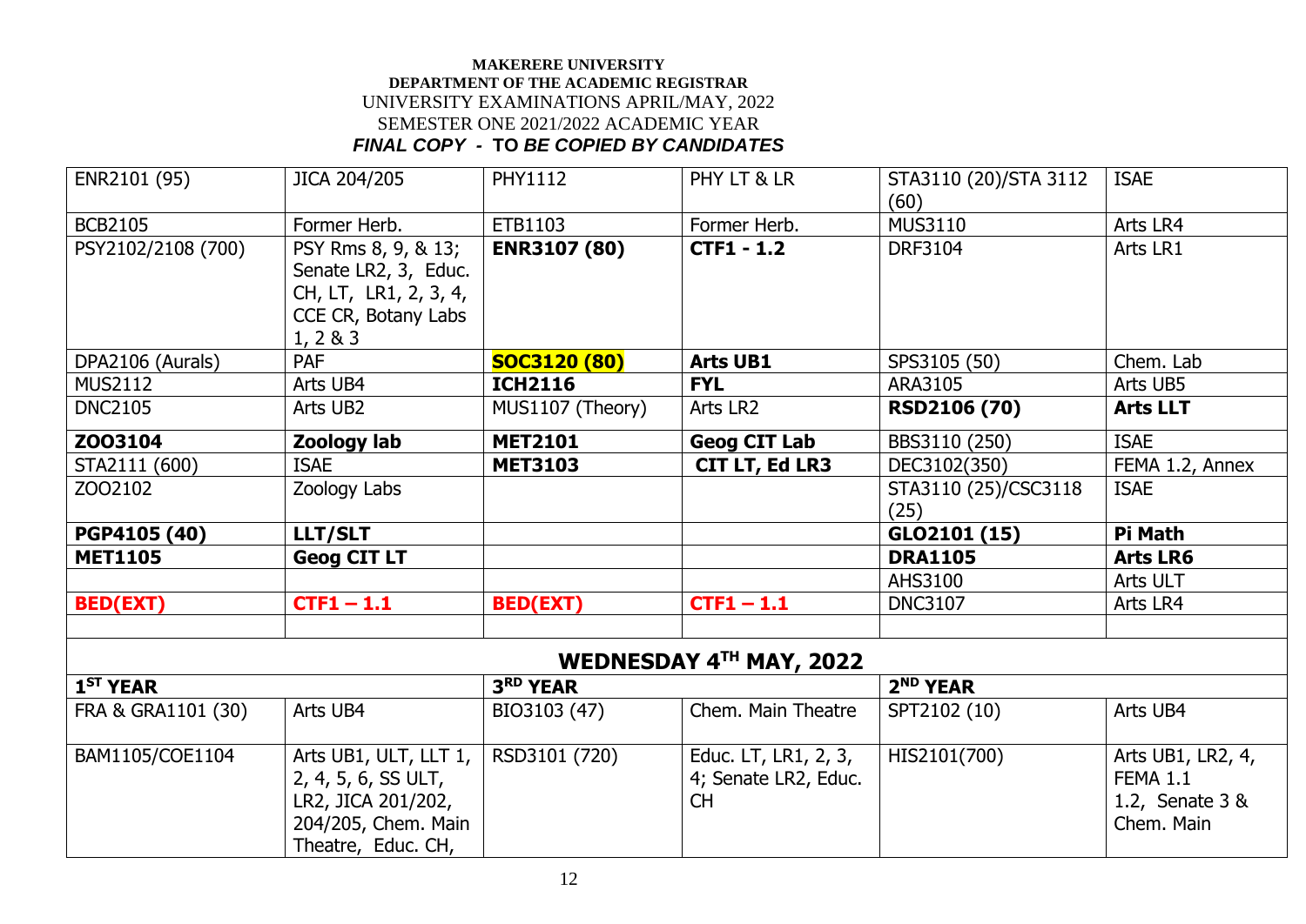**MAKERERE UNIVERSITY**
**DEPARTMENT OF THE ACADEMIC REGISTRAR**
UNIVERSITY EXAMINATIONS APRIL/MAY, 2022
SEMESTER ONE 2021/2022 ACADEMIC YEAR
***FINAL COPY - TO BE COPIED BY CANDIDATES***

| | | | | | |
|---|---|---|---|---|---|
| ENR2101 (95) | JICA 204/205 | PHY1112 | PHY LT & LR | STA3110 (20)/STA 3112 (60) | ISAE |
| BCB2105 | Former Herb. | ETB1103 | Former Herb. | MUS3110 | Arts LR4 |
| PSY2102/2108 (700) | PSY Rms 8, 9, & 13; Senate LR2, 3, Educ. CH, LT, LR1, 2, 3, 4, CCE CR, Botany Labs 1, 2 & 3 | **ENR3107 (80)** | **CTF1 - 1.2** | DRF3104 | Arts LR1 |
| DPA2106 (Aurals) | PAF | **SOC3120 (80)** | **Arts UB1** | SPS3105 (50) | Chem. Lab |
| MUS2112 | Arts UB4 | **ICH2116** | **FYL** | ARA3105 | Arts UB5 |
| DNC2105 | Arts UB2 | MUS1107 (Theory) | Arts LR2 | **RSD2106 (70)** | **Arts LLT** |
| **ZOO3104** | **Zoology lab** | **MET2101** | **Geog CIT Lab** | BBS3110 (250) | ISAE |
| STA2111 (600) | ISAE | **MET3103** | **CIT LT, Ed LR3** | DEC3102(350) | FEMA 1.2, Annex |
| ZOO2102 | Zoology Labs | | | STA3110 (25)/CSC3118 (25) | ISAE |
| **PGP4105 (40)** | **LLT/SLT** | | | **GLO2101 (15)** | **Pi Math** |
| **MET1105** | **Geog CIT LT** | | | **DRA1105** | **Arts LR6** |
| | | | | AHS3100 | Arts ULT |
| **BED(EXT)** | **CTF1 – 1.1** | **BED(EXT)** | **CTF1 – 1.1** | DNC3107 | Arts LR4 |
| | | | | | |

## WEDNESDAY 4TH MAY, 2022

| 1ST YEAR | | 3RD YEAR | | 2ND YEAR | |
|---|---|---|---|---|---|
| FRA & GRA1101 (30) | Arts UB4 | BIO3103 (47) | Chem. Main Theatre | SPT2102 (10) | Arts UB4 |
| BAM1105/COE1104 | Arts UB1, ULT, LLT 1, 2, 4, 5, 6, SS ULT, LR2, JICA 201/202, 204/205, Chem. Main Theatre, Educ. CH, | RSD3101 (720) | Educ. LT, LR1, 2, 3, 4; Senate LR2, Educ. CH | HIS2101(700) | Arts UB1, LR2, 4, FEMA 1.1 1.2, Senate 3 & Chem. Main |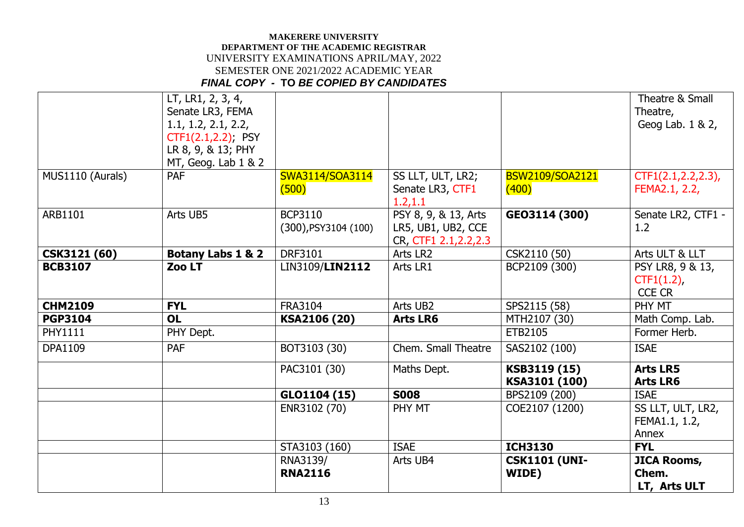**MAKERERE UNIVERSITY**
**DEPARTMENT OF THE ACADEMIC REGISTRAR**
UNIVERSITY EXAMINATIONS APRIL/MAY, 2022
SEMESTER ONE 2021/2022 ACADEMIC YEAR
***FINAL COPY - TO BE COPIED BY CANDIDATES***

| | | | | | |
|---|---|---|---|---|---|
| | LT, LR1, 2, 3, 4, Senate LR3, FEMA 1.1, 1.2, 2.1, 2.2, CTF1(2.1,2.2); PSY LR 8, 9, & 13; PHY MT, Geog. Lab 1 & 2 | | | | Theatre & Small Theatre, Geog Lab. 1 & 2, |
| MUS1110 (Aurals) | PAF | SWA3114/SOA3114 (500) | SS LLT, ULT, LR2; Senate LR3, CTF1 1.2,1.1 | BSW2109/SOA2121 (400) | CTF1(2.1,2.2,2.3), FEMA2.1, 2.2, |
| ARB1101 | Arts UB5 | BCP3110 (300),PSY3104 (100) | PSY 8, 9, & 13, Arts LR5, UB1, UB2, CCE CR, CTF1 2.1,2.2,2.3 | **GEO3114 (300)** | Senate LR2, CTF1 - 1.2 |
| **CSK3121 (60)** | **Botany Labs 1 & 2** | DRF3101 | Arts LR2 | CSK2110 (50) | Arts ULT & LLT |
| **BCB3107** | **Zoo LT** | LIN3109/**LIN2112** | Arts LR1 | BCP2109 (300) | PSY LR8, 9 & 13, CTF1(1.2), CCE CR |
| **CHM2109** | **FYL** | FRA3104 | Arts UB2 | SPS2115 (58) | PHY MT |
| **PGP3104** | **OL** | **KSA2106 (20)** | **Arts LR6** | MTH2107 (30) | Math Comp. Lab. |
| PHY1111 | PHY Dept. | | | ETB2105 | Former Herb. |
| DPA1109 | PAF | BOT3103 (30) | Chem. Small Theatre | SAS2102 (100) | ISAE |
| | | PAC3101 (30) | Maths Dept. | **KSB3119 (15)** **KSA3101 (100)** | **Arts LR5** **Arts LR6** |
| | | **GLO1104 (15)** | **S008** | BPS2109 (200) | ISAE |
| | | ENR3102 (70) | PHY MT | COE2107 (1200) | SS LLT, ULT, LR2, FEMA1.1, 1.2, Annex |
| | | STA3103 (160) | ISAE | **ICH3130** | **FYL** |
| | | RNA3139/ **RNA2116** | Arts UB4 | **CSK1101 (UNI-WIDE)** | **JICA Rooms, Chem. LT, Arts ULT** |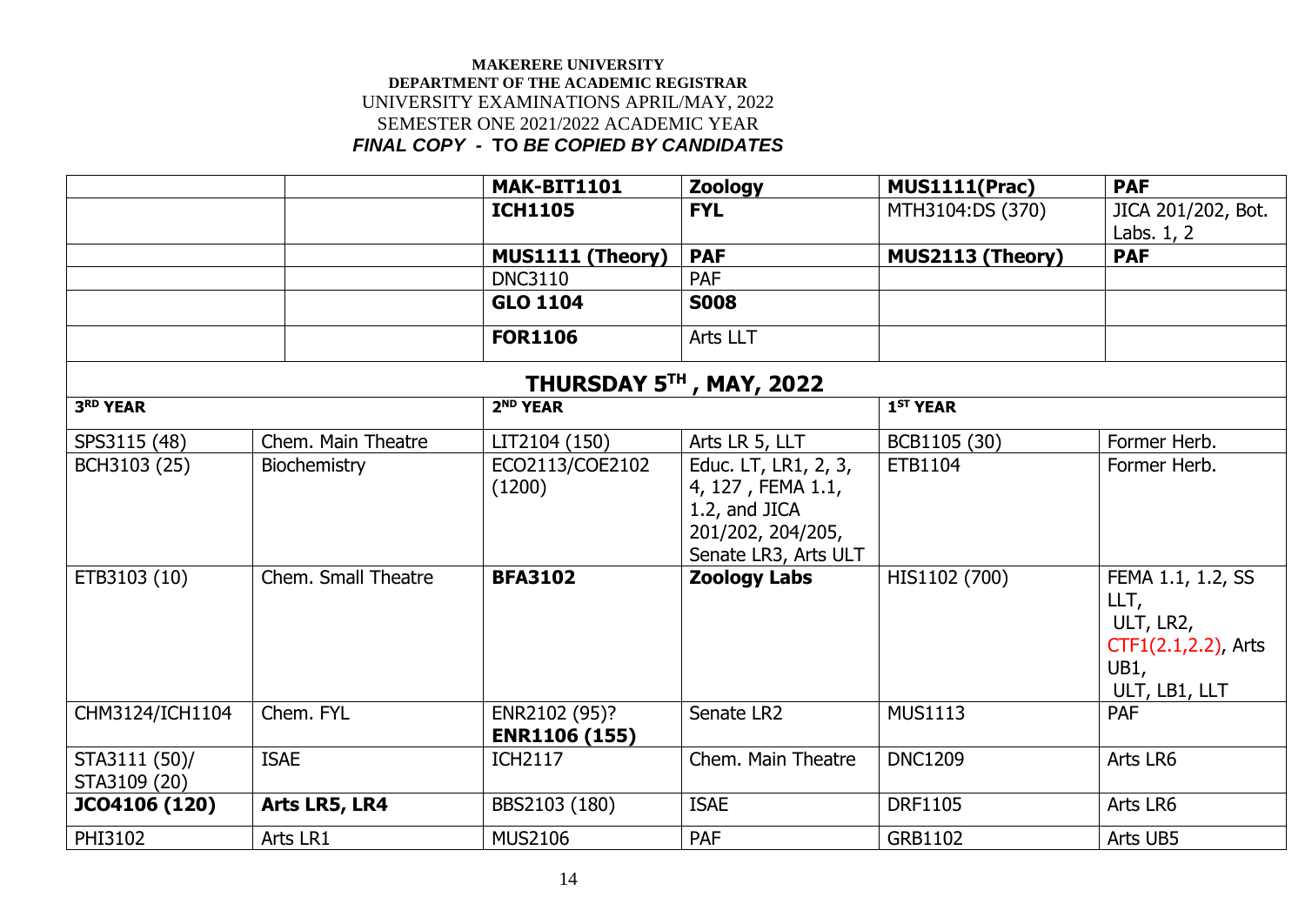**MAKERERE UNIVERSITY**
**DEPARTMENT OF THE ACADEMIC REGISTRAR**
UNIVERSITY EXAMINATIONS APRIL/MAY, 2022
SEMESTER ONE 2021/2022 ACADEMIC YEAR
***FINAL COPY - TO BE COPIED BY CANDIDATES***

| | | | | | |
|---|---|---|---|---|---|
| | | **MAK-BIT1101** | **Zoology** | **MUS1111(Prac)** | **PAF** |
| | | **ICH1105** | **FYL** | MTH3104:DS (370) | JICA 201/202, Bot. Labs. 1, 2 |
| | | **MUS1111 (Theory)** | **PAF** | **MUS2113 (Theory)** | **PAF** |
| | | DNC3110 | PAF | | |
| | | **GLO 1104** | **S008** | | |
| | | **FOR1106** | Arts LLT | | |
| **THURSDAY 5TH , MAY, 2022** | | | | | |
| **3RD YEAR** | | **2ND YEAR** | | **1ST YEAR** | |
| SPS3115 (48) | Chem. Main Theatre | LIT2104 (150) | Arts LR 5, LLT | BCB1105 (30) | Former Herb. |
| BCH3103 (25) | Biochemistry | ECO2113/COE2102 (1200) | Educ. LT, LR1, 2, 3, 4, 127 , FEMA 1.1, 1.2, and JICA 201/202, 204/205, Senate LR3, Arts ULT | ETB1104 | Former Herb. |
| ETB3103 (10) | Chem. Small Theatre | **BFA3102** | **Zoology Labs** | HIS1102 (700) | FEMA 1.1, 1.2, SS LLT, ULT, LR2, CTF1(2.1,2.2), Arts UB1, ULT, LB1, LLT |
| CHM3124/ICH1104 | Chem. FYL | ENR2102 (95)? **ENR1106 (155)** | Senate LR2 | MUS1113 | PAF |
| STA3111 (50)/ STA3109 (20) | ISAE | ICH2117 | Chem. Main Theatre | DNC1209 | Arts LR6 |
| **JCO4106 (120)** | **Arts LR5, LR4** | BBS2103 (180) | ISAE | DRF1105 | Arts LR6 |
| PHI3102 | Arts LR1 | MUS2106 | PAF | GRB1102 | Arts UB5 |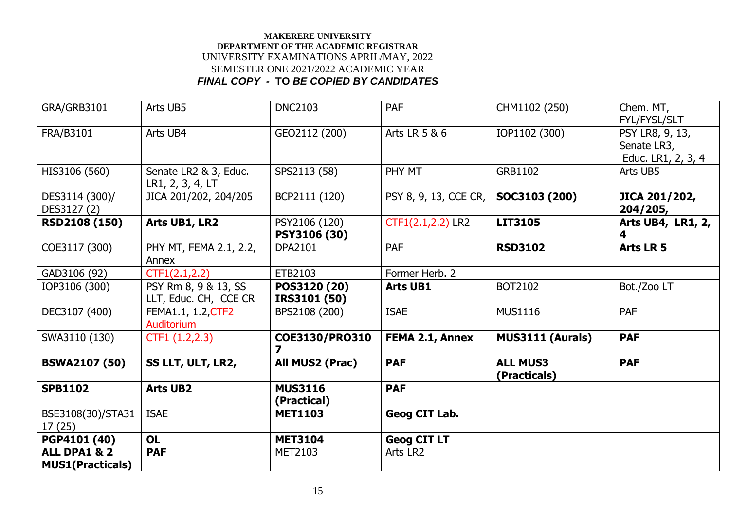**MAKERERE UNIVERSITY**
**DEPARTMENT OF THE ACADEMIC REGISTRAR**
UNIVERSITY EXAMINATIONS APRIL/MAY, 2022
SEMESTER ONE 2021/2022 ACADEMIC YEAR
***FINAL COPY - TO BE COPIED BY CANDIDATES***

| | | | | | |
|---|---|---|---|---|---|
| GRA/GRB3101 | Arts UB5 | DNC2103 | PAF | CHM1102 (250) | Chem. MT, FYL/FYSL/SLT |
| FRA/B3101 | Arts UB4 | GEO2112 (200) | Arts LR 5 & 6 | IOP1102 (300) | PSY LR8, 9, 13, Senate LR3, Educ. LR1, 2, 3, 4 |
| HIS3106 (560) | Senate LR2 & 3, Educ. LR1, 2, 3, 4, LT | SPS2113 (58) | PHY MT | GRB1102 | Arts UB5 |
| DES3114 (300)/ DES3127 (2) | JICA 201/202, 204/205 | BCP2111 (120) | PSY 8, 9, 13, CCE CR, | **SOC3103 (200)** | **JICA 201/202, 204/205,** |
| **RSD2108 (150)** | **Arts UB1, LR2** | PSY2106 (120) **PSY3106 (30)** | CTF1(2.1,2.2) LR2 | **LIT3105** | **Arts UB4, LR1, 2, 4** |
| COE3117 (300) | PHY MT, FEMA 2.1, 2.2, Annex | DPA2101 | PAF | **RSD3102** | **Arts LR 5** |
| GAD3106 (92) | CTF1(2.1,2.2) | ETB2103 | Former Herb. 2 | | |
| IOP3106 (300) | PSY Rm 8, 9 & 13, SS LLT, Educ. CH, CCE CR | **POS3120 (20) IRS3101 (50)** | **Arts UB1** | BOT2102 | Bot./Zoo LT |
| DEC3107 (400) | FEMA1.1, 1.2,CTF2 Auditorium | BPS2108 (200) | ISAE | MUS1116 | PAF |
| SWA3110 (130) | CTF1 (1.2,2.3) | **COE3130/PRO3107** | **FEMA 2.1, Annex** | **MUS3111 (Aurals)** | **PAF** |
| **BSWA2107 (50)** | **SS LLT, ULT, LR2,** | **All MUS2 (Prac)** | **PAF** | **ALL MUS3 (Practicals)** | **PAF** |
| **SPB1102** | **Arts UB2** | **MUS3116 (Practical)** | **PAF** | | |
| BSE3108(30)/STA3117 (25) | ISAE | **MET1103** | **Geog CIT Lab.** | | |
| **PGP4101 (40)** | **OL** | **MET3104** | **Geog CIT LT** | | |
| **ALL DPA1 & 2 MUS1(Practicals)** | **PAF** | MET2103 | Arts LR2 | | |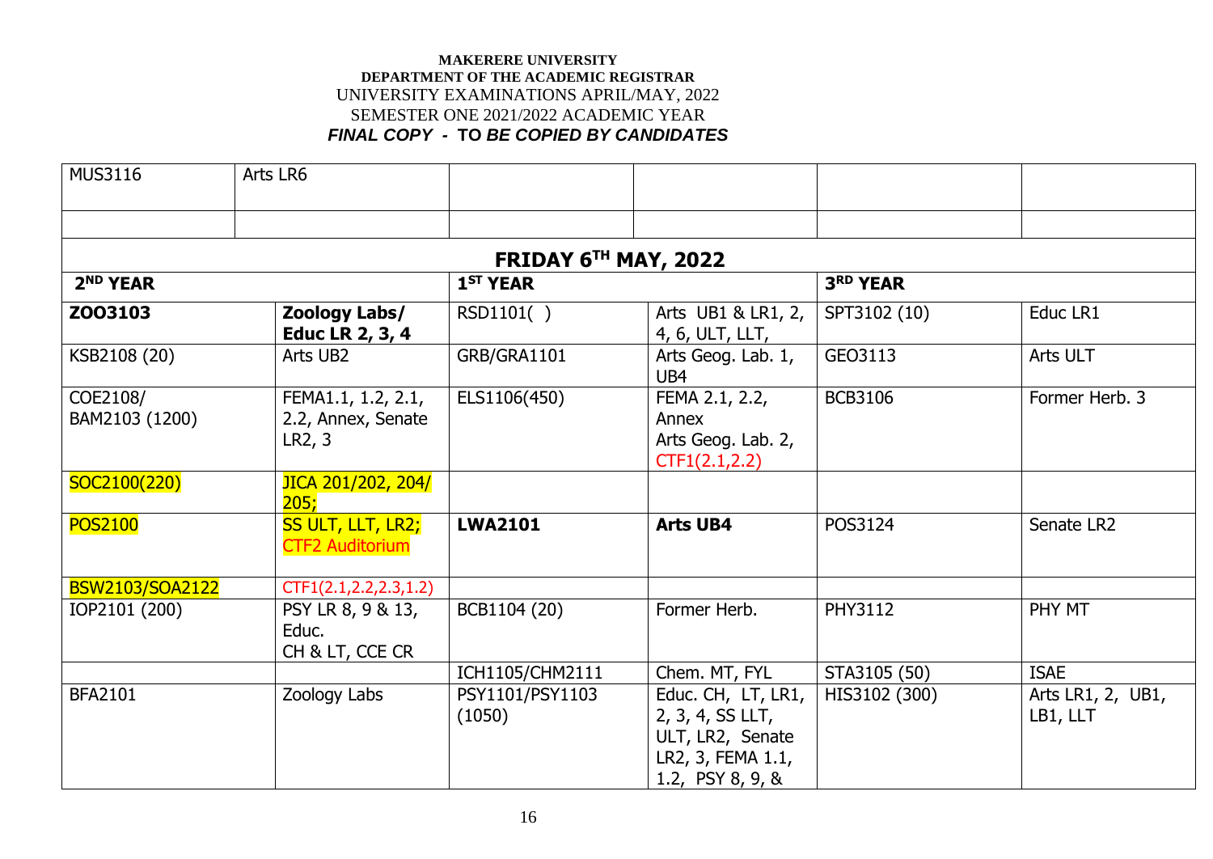**MAKERERE UNIVERSITY**
**DEPARTMENT OF THE ACADEMIC REGISTRAR**
UNIVERSITY EXAMINATIONS APRIL/MAY, 2022
SEMESTER ONE 2021/2022 ACADEMIC YEAR
***FINAL COPY - TO BE COPIED BY CANDIDATES***

| MUS3116 | Arts LR6 | | | | |
|---|---|---|---|---|---|
| | | | | | |
| **FRIDAY 6TH MAY, 2022** | | | | | |
| **2ND YEAR** | | **1ST YEAR** | | **3RD YEAR** | |
| **ZOO3103** | **Zoology Labs/ Educ LR 2, 3, 4** | RSD1101( ) | Arts UB1 & LR1, 2, 4, 6, ULT, LLT, | SPT3102 (10) | Educ LR1 |
| KSB2108 (20) | Arts UB2 | GRB/GRA1101 | Arts Geog. Lab. 1, UB4 | GEO3113 | Arts ULT |
| COE2108/ BAM2103 (1200) | FEMA1.1, 1.2, 2.1, 2.2, Annex, Senate LR2, 3 | ELS1106(450) | FEMA 2.1, 2.2, Annex Arts Geog. Lab. 2, CTF1(2.1,2.2) | BCB3106 | Former Herb. 3 |
| SOC2100(220) | JICA 201/202, 204/ 205; | | | | |
| POS2100 | SS ULT, LLT, LR2; CTF2 Auditorium | **LWA2101** | **Arts UB4** | POS3124 | Senate LR2 |
| BSW2103/SOA2122 | CTF1(2.1,2.2,2.3,1.2) | | | | |
| IOP2101 (200) | PSY LR 8, 9 & 13, Educ. CH & LT, CCE CR | BCB1104 (20) | Former Herb. | PHY3112 | PHY MT |
| | | ICH1105/CHM2111 | Chem. MT, FYL | STA3105 (50) | ISAE |
| BFA2101 | Zoology Labs | PSY1101/PSY1103 (1050) | Educ. CH, LT, LR1, 2, 3, 4, SS LLT, ULT, LR2, Senate LR2, 3, FEMA 1.1, 1.2, PSY 8, 9, & | HIS3102 (300) | Arts LR1, 2, UB1, LB1, LLT |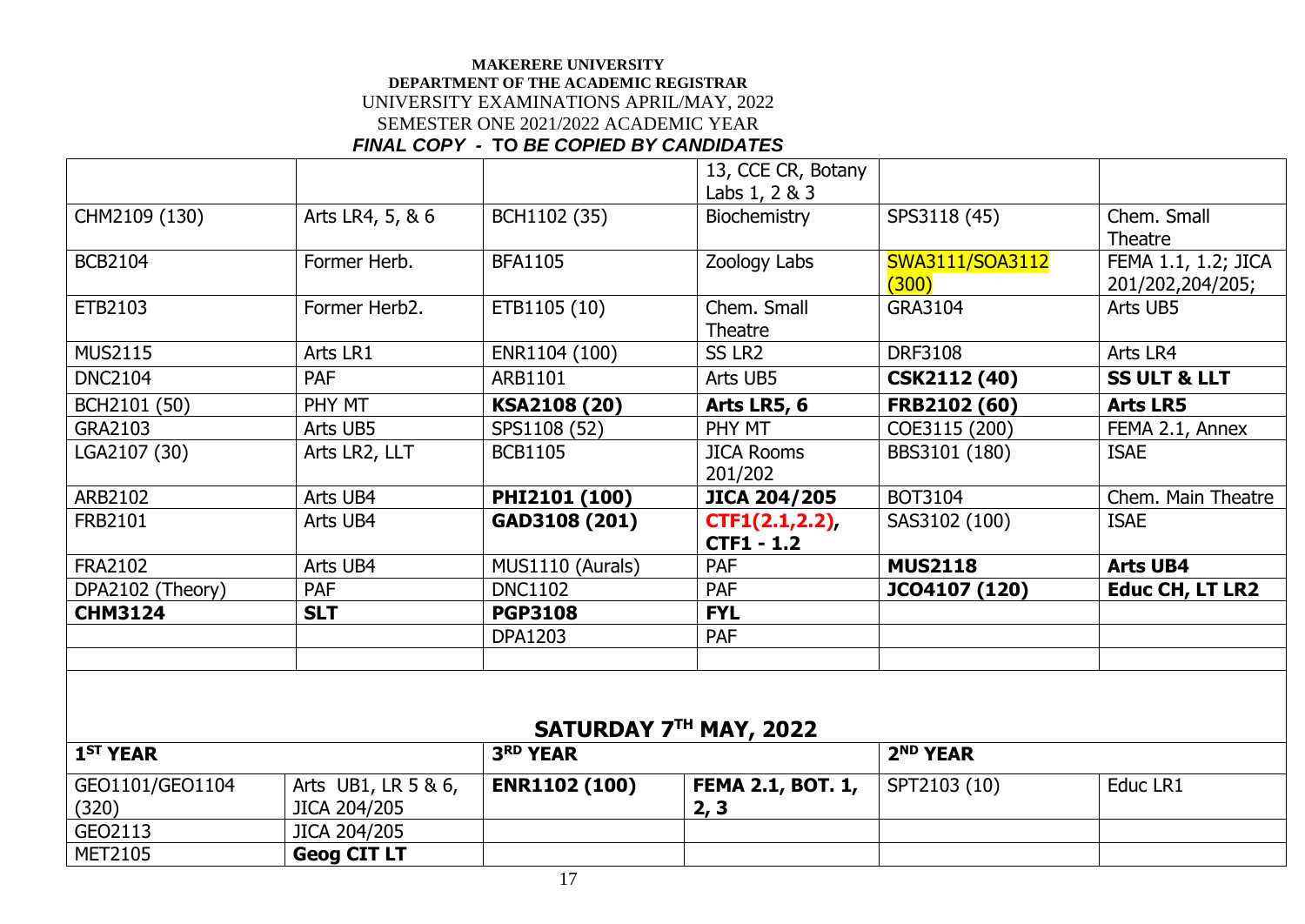**MAKERERE UNIVERSITY**
**DEPARTMENT OF THE ACADEMIC REGISTRAR**
UNIVERSITY EXAMINATIONS APRIL/MAY, 2022
SEMESTER ONE 2021/2022 ACADEMIC YEAR
***FINAL COPY - TO BE COPIED BY CANDIDATES***

| | | | | | |
|---|---|---|---|---|---|
| | | | 13, CCE CR, Botany Labs 1, 2 & 3 | | |
| CHM2109 (130) | Arts LR4, 5, & 6 | BCH1102 (35) | Biochemistry | SPS3118 (45) | Chem. Small Theatre |
| BCB2104 | Former Herb. | BFA1105 | Zoology Labs | SWA3111/SOA3112 (300) | FEMA 1.1, 1.2; JICA 201/202,204/205; |
| ETB2103 | Former Herb2. | ETB1105 (10) | Chem. Small Theatre | GRA3104 | Arts UB5 |
| MUS2115 | Arts LR1 | ENR1104 (100) | SS LR2 | DRF3108 | Arts LR4 |
| DNC2104 | PAF | ARB1101 | Arts UB5 | **CSK2112 (40)** | **SS ULT & LLT** |
| BCH2101 (50) | PHY MT | **KSA2108 (20)** | **Arts LR5, 6** | **FRB2102 (60)** | **Arts LR5** |
| GRA2103 | Arts UB5 | SPS1108 (52) | PHY MT | COE3115 (200) | FEMA 2.1, Annex |
| LGA2107 (30) | Arts LR2, LLT | BCB1105 | JICA Rooms 201/202 | BBS3101 (180) | ISAE |
| ARB2102 | Arts UB4 | **PHI2101 (100)** | **JICA 204/205** | BOT3104 | Chem. Main Theatre |
| FRB2101 | Arts UB4 | **GAD3108 (201)** | **CTF1(2.1,2.2), CTF1 - 1.2** | SAS3102 (100) | ISAE |
| FRA2102 | Arts UB4 | MUS1110 (Aurals) | PAF | **MUS2118** | **Arts UB4** |
| DPA2102 (Theory) | PAF | DNC1102 | PAF | **JCO4107 (120)** | **Educ CH, LT LR2** |
| **CHM3124** | **SLT** | **PGP3108** | **FYL** | | |
| | | DPA1203 | PAF | | |

## SATURDAY 7TH MAY, 2022

| 1ST YEAR | | 3RD YEAR | | 2ND YEAR | |
|---|---|---|---|---|---|
| GEO1101/GEO1104 (320) | Arts UB1, LR 5 & 6, JICA 204/205 | **ENR1102 (100)** | **FEMA 2.1, BOT. 1, 2, 3** | SPT2103 (10) | Educ LR1 |
| GEO2113 | JICA 204/205 | | | | |
| MET2105 | **Geog CIT LT** | | | | |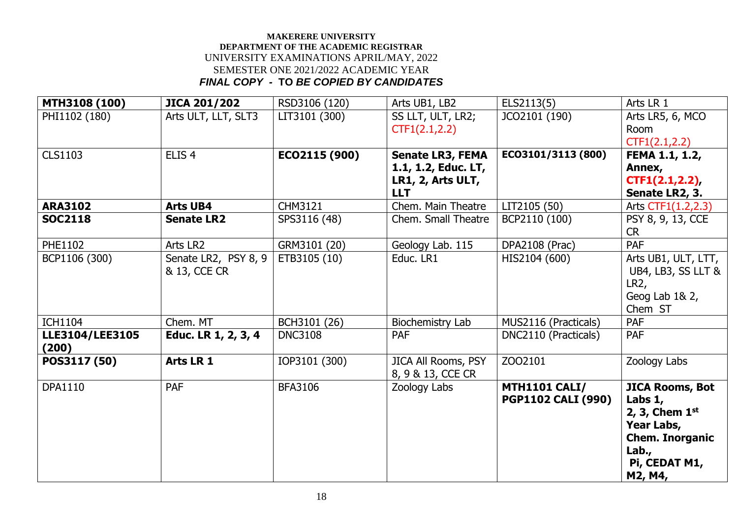**MAKERERE UNIVERSITY**
**DEPARTMENT OF THE ACADEMIC REGISTRAR**
UNIVERSITY EXAMINATIONS APRIL/MAY, 2022
SEMESTER ONE 2021/2022 ACADEMIC YEAR
***FINAL COPY - TO BE COPIED BY CANDIDATES***

| **MTH3108 (100)** | **JICA 201/202** | RSD3106 (120) | Arts UB1, LB2 | ELS2113(5) | Arts LR 1 |
|---|---|---|---|---|---|
| PHI1102 (180) | Arts ULT, LLT, SLT3 | LIT3101 (300) | SS LLT, ULT, LR2; CTF1(2.1,2.2) | JCO2101 (190) | Arts LR5, 6, MCO Room CTF1(2.1,2.2) |
| CLS1103 | ELIS 4 | **ECO2115 (900)** | **Senate LR3, FEMA 1.1, 1.2, Educ. LT, LR1, 2, Arts ULT, LLT** | **ECO3101/3113 (800)** | **FEMA 1.1, 1.2, Annex, CTF1(2.1,2.2), Senate LR2, 3.** |
| **ARA3102** | **Arts UB4** | CHM3121 | Chem. Main Theatre | LIT2105 (50) | Arts CTF1(1.2,2.3) |
| **SOC2118** | **Senate LR2** | SPS3116 (48) | Chem. Small Theatre | BCP2110 (100) | PSY 8, 9, 13, CCE CR |
| PHE1102 | Arts LR2 | GRM3101 (20) | Geology Lab. 115 | DPA2108 (Prac) | PAF |
| BCP1106 (300) | Senate LR2, PSY 8, 9 & 13, CCE CR | ETB3105 (10) | Educ. LR1 | HIS2104 (600) | Arts UB1, ULT, LTT, UB4, LB3, SS LLT & LR2, Geog Lab 1& 2, Chem ST |
| ICH1104 | Chem. MT | BCH3101 (26) | Biochemistry Lab | MUS2116 (Practicals) | PAF |
| **LLE3104/LEE3105 (200)** | **Educ. LR 1, 2, 3, 4** | DNC3108 | PAF | DNC2110 (Practicals) | PAF |
| **POS3117 (50)** | **Arts LR 1** | IOP3101 (300) | JICA All Rooms, PSY 8, 9 & 13, CCE CR | ZOO2101 | Zoology Labs |
| DPA1110 | PAF | BFA3106 | Zoology Labs | **MTH1101 CALI/ PGP1102 CALI (990)** | **JICA Rooms, Bot Labs 1, 2, 3, Chem 1st Year Labs, Chem. Inorganic Lab., Pi, CEDAT M1, M2, M4,** |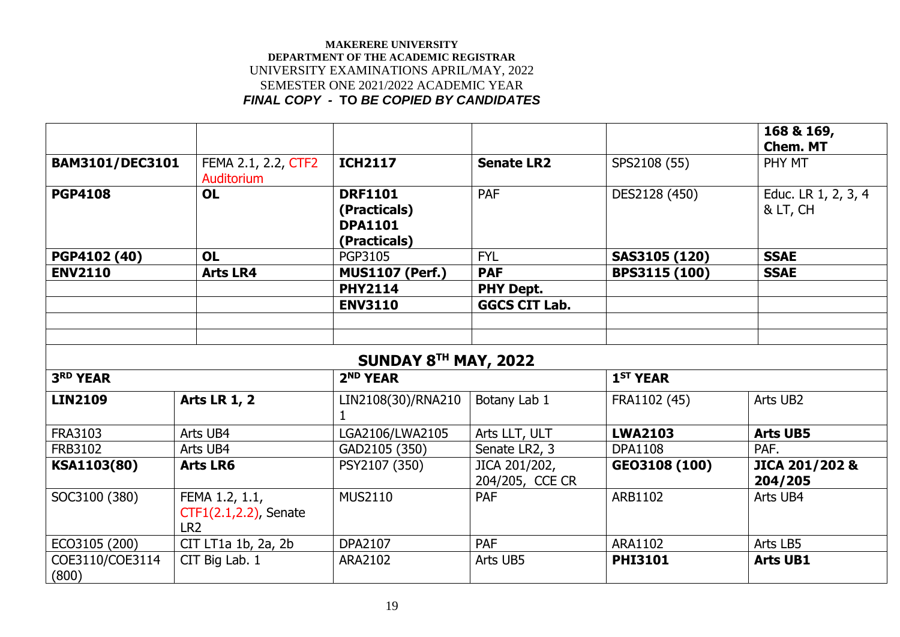**MAKERERE UNIVERSITY**
**DEPARTMENT OF THE ACADEMIC REGISTRAR**
UNIVERSITY EXAMINATIONS APRIL/MAY, 2022
SEMESTER ONE 2021/2022 ACADEMIC YEAR
***FINAL COPY - TO BE COPIED BY CANDIDATES***

| | | | | | |
|---|---|---|---|---|---|
| | | | | | **168 & 169, Chem. MT** |
| **BAM3101/DEC3101** | FEMA 2.1, 2.2, CTF2 Auditorium | **ICH2117** | **Senate LR2** | SPS2108 (55) | PHY MT |
| **PGP4108** | **OL** | **DRF1101 (Practicals) DPA1101 (Practicals)** | PAF | DES2128 (450) | Educ. LR 1, 2, 3, 4 & LT, CH |
| **PGP4102 (40)** | **OL** | PGP3105 | FYL | **SAS3105 (120)** | **SSAE** |
| **ENV2110** | **Arts LR4** | **MUS1107 (Perf.)** | **PAF** | **BPS3115 (100)** | **SSAE** |
| | | **PHY2114** | **PHY Dept.** | | |
| | | **ENV3110** | **GGCS CIT Lab.** | | |
| | | | | | |
| | | | | | |

## SUNDAY 8TH MAY, 2022

| 3RD YEAR | | 2ND YEAR | | 1ST YEAR | |
|---|---|---|---|---|---|
| **LIN2109** | **Arts LR 1, 2** | LIN2108(30)/RNA2101 | Botany Lab 1 | FRA1102 (45) | Arts UB2 |
| FRA3103 | Arts UB4 | LGA2106/LWA2105 | Arts LLT, ULT | **LWA2103** | **Arts UB5** |
| FRB3102 | Arts UB4 | GAD2105 (350) | Senate LR2, 3 | DPA1108 | PAF. |
| **KSA1103(80)** | **Arts LR6** | PSY2107 (350) | JICA 201/202, 204/205, CCE CR | **GEO3108 (100)** | **JICA 201/202 & 204/205** |
| SOC3100 (380) | FEMA 1.2, 1.1, CTF1(2.1,2.2), Senate LR2 | MUS2110 | PAF | ARB1102 | Arts UB4 |
| ECO3105 (200) | CIT LT1a 1b, 2a, 2b | DPA2107 | PAF | ARA1102 | Arts LB5 |
| COE3110/COE3114 (800) | CIT Big Lab. 1 | ARA2102 | Arts UB5 | **PHI3101** | **Arts UB1** |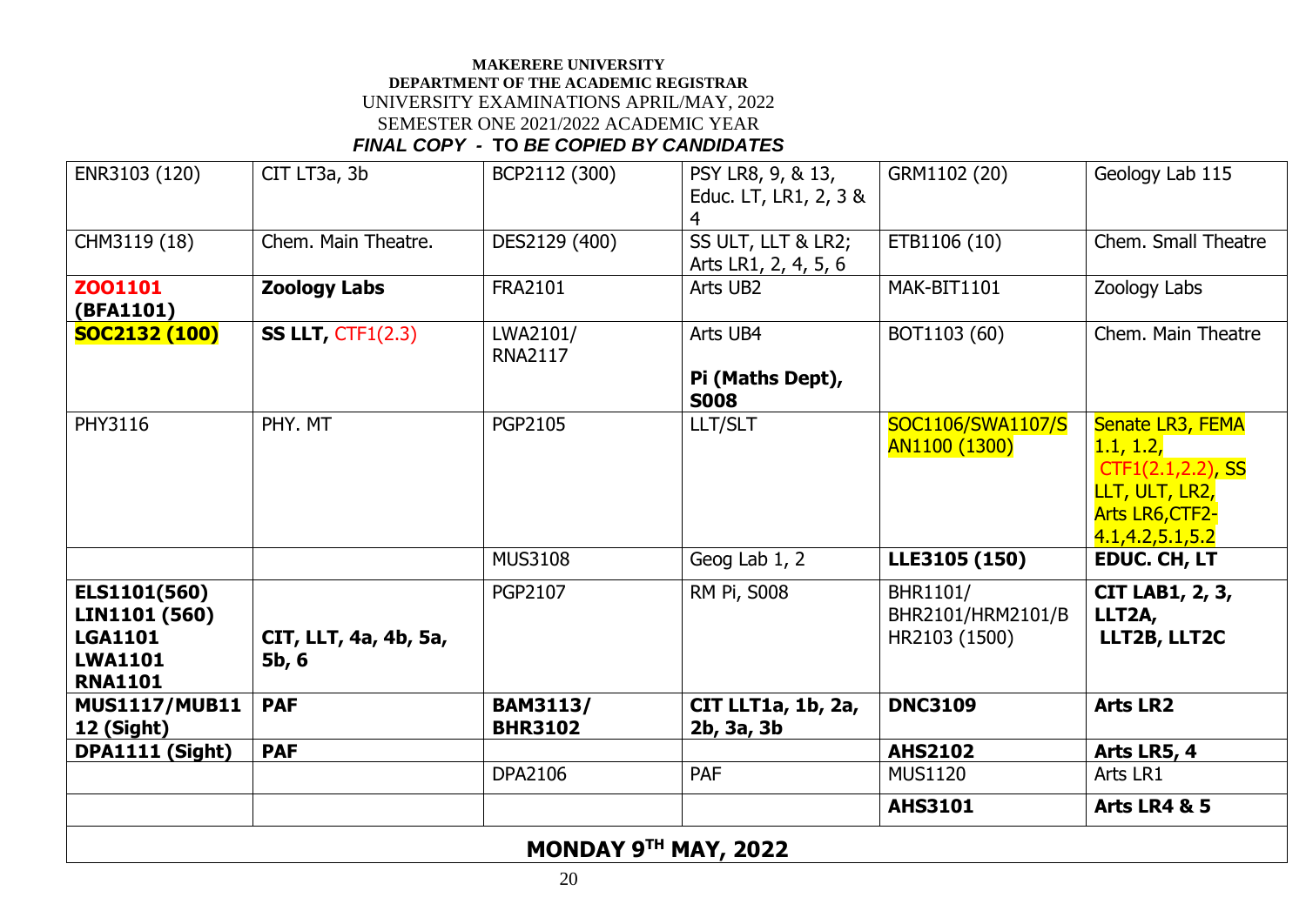**MAKERERE UNIVERSITY**
**DEPARTMENT OF THE ACADEMIC REGISTRAR**
UNIVERSITY EXAMINATIONS APRIL/MAY, 2022
SEMESTER ONE 2021/2022 ACADEMIC YEAR
***FINAL COPY - TO BE COPIED BY CANDIDATES***

| | | | | | |
|---|---|---|---|---|---|
| ENR3103 (120) | CIT LT3a, 3b | BCP2112 (300) | PSY LR8, 9, & 13, Educ. LT, LR1, 2, 3 & 4 | GRM1102 (20) | Geology Lab 115 |
| CHM3119 (18) | Chem. Main Theatre. | DES2129 (400) | SS ULT, LLT & LR2; Arts LR1, 2, 4, 5, 6 | ETB1106 (10) | Chem. Small Theatre |
| **ZOO1101 (BFA1101)** | **Zoology Labs** | FRA2101 | Arts UB2 | MAK-BIT1101 | Zoology Labs |
| **SOC2132 (100)** | **SS LLT,** CTF1(2.3) | LWA2101/ RNA2117 | Arts UB4 **Pi (Maths Dept), S008** | BOT1103 (60) | Chem. Main Theatre |
| PHY3116 | PHY. MT | PGP2105 | LLT/SLT | SOC1106/SWA1107/SAN1100 (1300) | Senate LR3, FEMA 1.1, 1.2, CTF1(2.1,2.2), SS LLT, ULT, LR2, Arts LR6,CTF2-4.1,4.2,5.1,5.2 |
| | | MUS3108 | Geog Lab 1, 2 | **LLE3105 (150)** | **EDUC. CH, LT** |
| **ELS1101(560) LIN1101 (560) LGA1101 LWA1101 RNA1101** | **CIT, LLT, 4a, 4b, 5a, 5b, 6** | PGP2107 | RM Pi, S008 | BHR1101/ BHR2101/HRM2101/BHR2103 (1500) | **CIT LAB1, 2, 3, LLT2A, LLT2B, LLT2C** |
| **MUS1117/MUB1112 (Sight)** | **PAF** | **BAM3113/ BHR3102** | **CIT LLT1a, 1b, 2a, 2b, 3a, 3b** | **DNC3109** | **Arts LR2** |
| **DPA1111 (Sight)** | **PAF** | | | **AHS2102** | **Arts LR5, 4** |
| | | DPA2106 | PAF | MUS1120 | Arts LR1 |
| | | | | **AHS3101** | **Arts LR4 & 5** |
| **MONDAY 9TH MAY, 2022** | | | | | |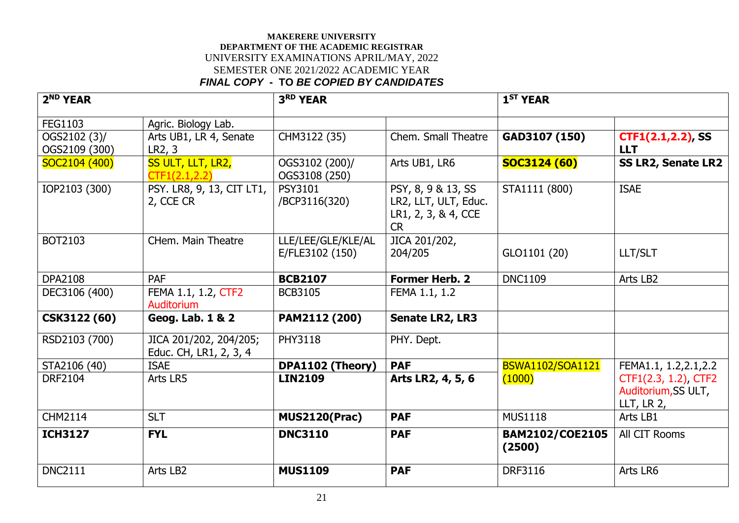**MAKERERE UNIVERSITY**
**DEPARTMENT OF THE ACADEMIC REGISTRAR**
UNIVERSITY EXAMINATIONS APRIL/MAY, 2022
SEMESTER ONE 2021/2022 ACADEMIC YEAR
***FINAL COPY - TO BE COPIED BY CANDIDATES***

| 2ND YEAR | | 3RD YEAR | | 1ST YEAR | |
|---|---|---|---|---|---|
| FEG1103 | Agric. Biology Lab. | | | | |
| OGS2102 (3)/ OGS2109 (300) | Arts UB1, LR 4, Senate LR2, 3 | CHM3122 (35) | Chem. Small Theatre | **GAD3107 (150)** | **CTF1(2.1,2.2), SS LLT** |
| SOC2104 (400) | SS ULT, LLT, LR2, CTF1(2.1,2.2) | OGS3102 (200)/ OGS3108 (250) | Arts UB1, LR6 | **SOC3124 (60)** | **SS LR2, Senate LR2** |
| IOP2103 (300) | PSY. LR8, 9, 13, CIT LT1, 2, CCE CR | PSY3101 /BCP3116(320) | PSY, 8, 9 & 13, SS LR2, LLT, ULT, Educ. LR1, 2, 3, & 4, CCE CR | STA1111 (800) | ISAE |
| BOT2103 | CHem. Main Theatre | LLE/LEE/GLE/KLE/AL E/FLE3102 (150) | JICA 201/202, 204/205 | GLO1101 (20) | LLT/SLT |
| DPA2108 | PAF | **BCB2107** | **Former Herb. 2** | DNC1109 | Arts LB2 |
| DEC3106 (400) | FEMA 1.1, 1.2, CTF2 Auditorium | BCB3105 | FEMA 1.1, 1.2 | | |
| **CSK3122 (60)** | **Geog. Lab. 1 & 2** | **PAM2112 (200)** | **Senate LR2, LR3** | | |
| RSD2103 (700) | JICA 201/202, 204/205; Educ. CH, LR1, 2, 3, 4 | PHY3118 | PHY. Dept. | | |
| STA2106 (40) | ISAE | **DPA1102 (Theory)** | **PAF** | BSWA1102/SOA1121 (1000) | FEMA1.1, 1.2,2.1,2.2 CTF1(2.3, 1.2), CTF2 Auditorium,SS ULT, LLT, LR 2, |
| DRF2104 | Arts LR5 | **LIN2109** | **Arts LR2, 4, 5, 6** | | |
| CHM2114 | SLT | **MUS2120(Prac)** | **PAF** | MUS1118 | Arts LB1 |
| **ICH3127** | **FYL** | **DNC3110** | **PAF** | **BAM2102/COE2105 (2500)** | All CIT Rooms |
| DNC2111 | Arts LB2 | **MUS1109** | **PAF** | DRF3116 | Arts LR6 |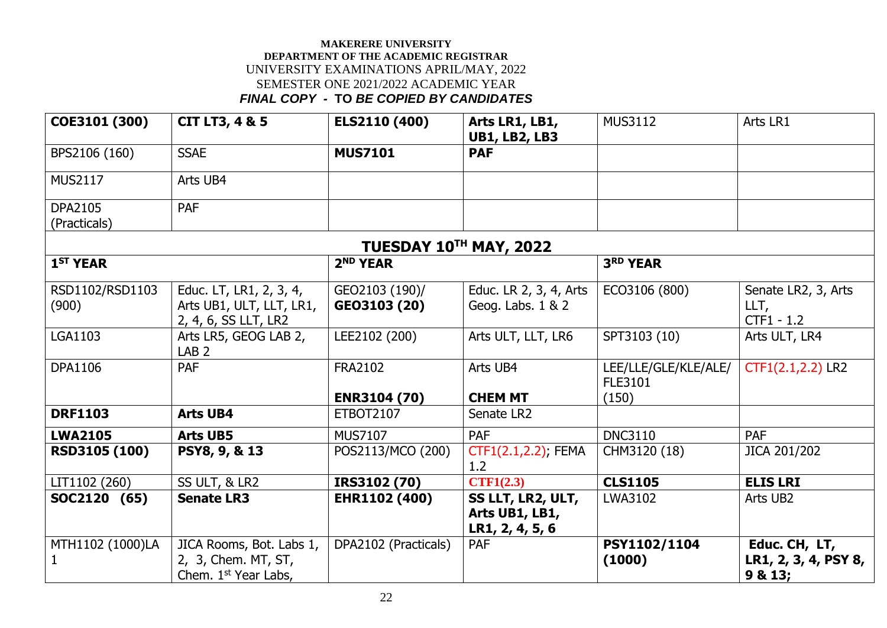**MAKERERE UNIVERSITY**
**DEPARTMENT OF THE ACADEMIC REGISTRAR**
UNIVERSITY EXAMINATIONS APRIL/MAY, 2022
SEMESTER ONE 2021/2022 ACADEMIC YEAR
***FINAL COPY - TO BE COPIED BY CANDIDATES***

| | | | | | |
|---|---|---|---|---|---|
| **COE3101 (300)** | **CIT LT3, 4 & 5** | **ELS2110 (400)** | **Arts LR1, LB1, UB1, LB2, LB3** | MUS3112 | Arts LR1 |
| BPS2106 (160) | SSAE | **MUS7101** | **PAF** | | |
| MUS2117 | Arts UB4 | | | | |
| DPA2105 (Practicals) | PAF | | | | |

## TUESDAY 10TH MAY, 2022

| 1ST YEAR | | 2ND YEAR | | 3RD YEAR | |
|---|---|---|---|---|---|
| RSD1102/RSD1103 (900) | Educ. LT, LR1, 2, 3, 4, Arts UB1, ULT, LLT, LR1, 2, 4, 6, SS LLT, LR2 | GEO2103 (190)/ **GEO3103 (20)** | Educ. LR 2, 3, 4, Arts Geog. Labs. 1 & 2 | ECO3106 (800) | Senate LR2, 3, Arts LLT, CTF1 - 1.2 |
| LGA1103 | Arts LR5, GEOG LAB 2, LAB 2 | LEE2102 (200) | Arts ULT, LLT, LR6 | SPT3103 (10) | Arts ULT, LR4 |
| DPA1106 | PAF | FRA2102<br>**ENR3104 (70)** | Arts UB4<br>**CHEM MT** | LEE/LLE/GLE/KLE/ALE/ FLE3101 (150) | CTF1(2.1,2.2) LR2 |
| **DRF1103** | **Arts UB4** | ETBOT2107 | Senate LR2 | | |
| **LWA2105** | **Arts UB5** | MUS7107 | PAF | DNC3110 | PAF |
| **RSD3105 (100)** | **PSY8, 9, & 13** | POS2113/MCO (200) | CTF1(2.1,2.2); FEMA 1.2 | CHM3120 (18) | JICA 201/202 |
| LIT1102 (260) | SS ULT, & LR2 | **IRS3102 (70)** | **CTF1(2.3)** | **CLS1105** | **ELIS LRI** |
| **SOC2120 (65)** | **Senate LR3** | **EHR1102 (400)** | **SS LLT, LR2, ULT, Arts UB1, LB1, LR1, 2, 4, 5, 6** | LWA3102 | Arts UB2 |
| MTH1102 (1000)LA 1 | JICA Rooms, Bot. Labs 1, 2, 3, Chem. MT, ST, Chem. 1st Year Labs, | DPA2102 (Practicals) | PAF | **PSY1102/1104 (1000)** | **Educ. CH, LT, LR1, 2, 3, 4, PSY 8, 9 & 13;** |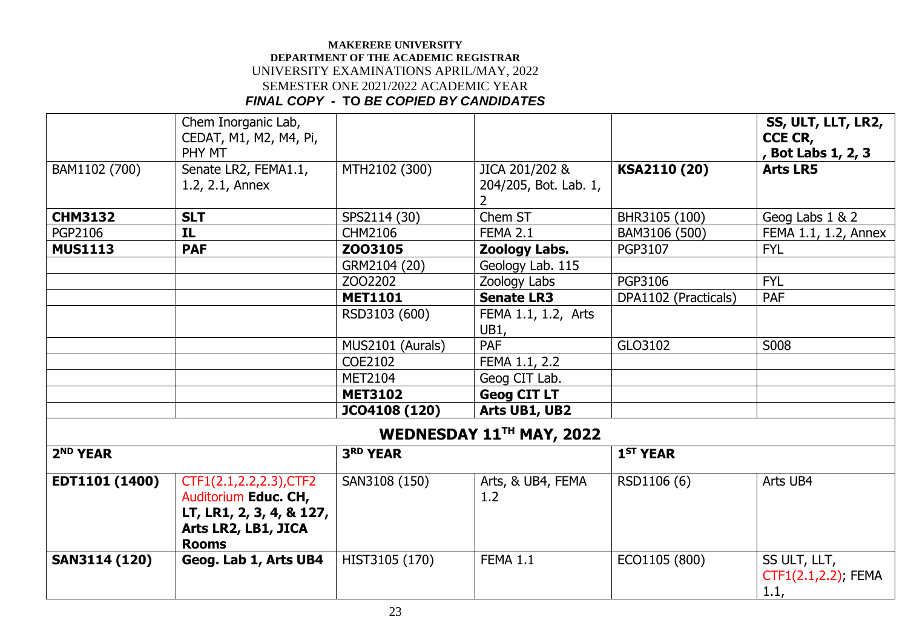**MAKERERE UNIVERSITY**
**DEPARTMENT OF THE ACADEMIC REGISTRAR**
UNIVERSITY EXAMINATIONS APRIL/MAY, 2022
SEMESTER ONE 2021/2022 ACADEMIC YEAR
***FINAL COPY - TO BE COPIED BY CANDIDATES***

| | | | | | |
|---|---|---|---|---|---|
| | Chem Inorganic Lab, CEDAT, M1, M2, M4, Pi, PHY MT | | | | **SS, ULT, LLT, LR2, CCE CR, , Bot Labs 1, 2, 3** |
| BAM1102 (700) | Senate LR2, FEMA1.1, 1.2, 2.1, Annex | MTH2102 (300) | JICA 201/202 & 204/205, Bot. Lab. 1, 2 | **KSA2110 (20)** | **Arts LR5** |
| **CHM3132** | **SLT** | SPS2114 (30) | Chem ST | BHR3105 (100) | Geog Labs 1 & 2 |
| PGP2106 | **IL** | CHM2106 | FEMA 2.1 | BAM3106 (500) | FEMA 1.1, 1.2, Annex |
| **MUS1113** | **PAF** | **ZOO3105** | **Zoology Labs.** | PGP3107 | FYL |
| | | GRM2104 (20) | Geology Lab. 115 | | |
| | | ZOO2202 | Zoology Labs | PGP3106 | FYL |
| | | **MET1101** | **Senate LR3** | DPA1102 (Practicals) | PAF |
| | | RSD3103 (600) | FEMA 1.1, 1.2, Arts UB1, | | |
| | | MUS2101 (Aurals) | PAF | GLO3102 | S008 |
| | | COE2102 | FEMA 1.1, 2.2 | | |
| | | MET2104 | Geog CIT Lab. | | |
| | | **MET3102** | **Geog CIT LT** | | |
| | | **JCO4108 (120)** | **Arts UB1, UB2** | | |

## WEDNESDAY 11TH MAY, 2022

| 2ND YEAR | | 3RD YEAR | | 1ST YEAR | |
|---|---|---|---|---|---|
| **EDT1101 (1400)** | CTF1(2.1,2.2,2.3),CTF2 Auditorium **Educ. CH, LT, LR1, 2, 3, 4, & 127, Arts LR2, LB1, JICA Rooms** | SAN3108 (150) | Arts, & UB4, FEMA 1.2 | RSD1106 (6) | Arts UB4 |
| **SAN3114 (120)** | **Geog. Lab 1, Arts UB4** | HIST3105 (170) | FEMA 1.1 | ECO1105 (800) | SS ULT, LLT, CTF1(2.1,2.2); FEMA 1.1, |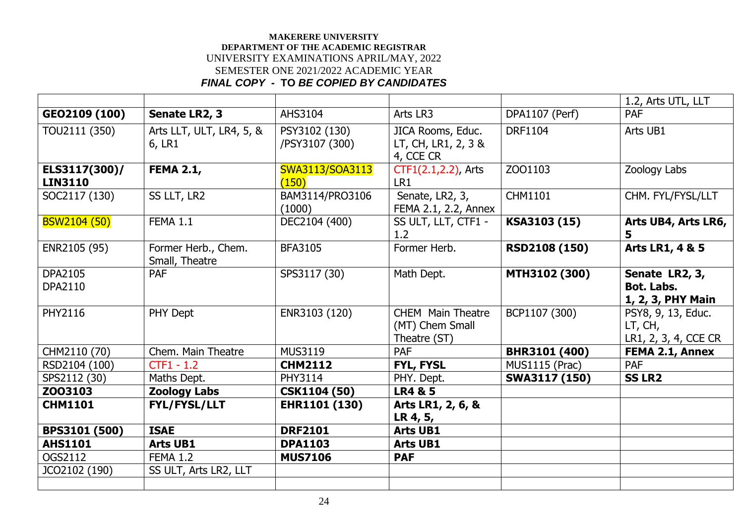**MAKERERE UNIVERSITY**
**DEPARTMENT OF THE ACADEMIC REGISTRAR**
UNIVERSITY EXAMINATIONS APRIL/MAY, 2022
SEMESTER ONE 2021/2022 ACADEMIC YEAR
***FINAL COPY - TO BE COPIED BY CANDIDATES***

| | | | | | 1.2, Arts UTL, LLT |
|---|---|---|---|---|---|
| **GEO2109 (100)** | **Senate LR2, 3** | AHS3104 | Arts LR3 | DPA1107 (Perf) | PAF |
| TOU2111 (350) | Arts LLT, ULT, LR4, 5, & 6, LR1 | PSY3102 (130) /PSY3107 (300) | JICA Rooms, Educ. LT, CH, LR1, 2, 3 & 4, CCE CR | DRF1104 | Arts UB1 |
| **ELS3117(300)/ LIN3110** | **FEMA 2.1,** | SWA3113/SOA3113 (150) | CTF1(2.1,2.2), Arts LR1 | ZOO1103 | Zoology Labs |
| SOC2117 (130) | SS LLT, LR2 | BAM3114/PRO3106 (1000) | Senate, LR2, 3, FEMA 2.1, 2.2, Annex | CHM1101 | CHM. FYL/FYSL/LLT |
| BSW2104 (50) | FEMA 1.1 | DEC2104 (400) | SS ULT, LLT, CTF1 - 1.2 | **KSA3103 (15)** | **Arts UB4, Arts LR6, 5** |
| ENR2105 (95) | Former Herb., Chem. Small, Theatre | BFA3105 | Former Herb. | **RSD2108 (150)** | **Arts LR1, 4 & 5** |
| DPA2105<br>DPA2110 | PAF | SPS3117 (30) | Math Dept. | **MTH3102 (300)** | **Senate LR2, 3, Bot. Labs. 1, 2, 3, PHY Main** |
| PHY2116 | PHY Dept | ENR3103 (120) | CHEM Main Theatre (MT) Chem Small Theatre (ST) | BCP1107 (300) | PSY8, 9, 13, Educ. LT, CH, LR1, 2, 3, 4, CCE CR |
| CHM2110 (70) | Chem. Main Theatre | MUS3119 | PAF | **BHR3101 (400)** | **FEMA 2.1, Annex** |
| RSD2104 (100) | CTF1 - 1.2 | **CHM2112** | **FYL, FYSL** | MUS1115 (Prac) | PAF |
| SPS2112 (30) | Maths Dept. | PHY3114 | PHY. Dept. | **SWA3117 (150)** | **SS LR2** |
| **ZOO3103** | **Zoology Labs** | **CSK1104 (50)** | **LR4 & 5** | | |
| **CHM1101** | **FYL/FYSL/LLT** | **EHR1101 (130)** | **Arts LR1, 2, 6, & LR 4, 5,** | | |
| **BPS3101 (500)** | **ISAE** | **DRF2101** | **Arts UB1** | | |
| **AHS1101** | **Arts UB1** | **DPA1103** | **Arts UB1** | | |
| OGS2112 | FEMA 1.2 | **MUS7106** | **PAF** | | |
| JCO2102 (190) | SS ULT, Arts LR2, LLT | | | | |
| | | | | | |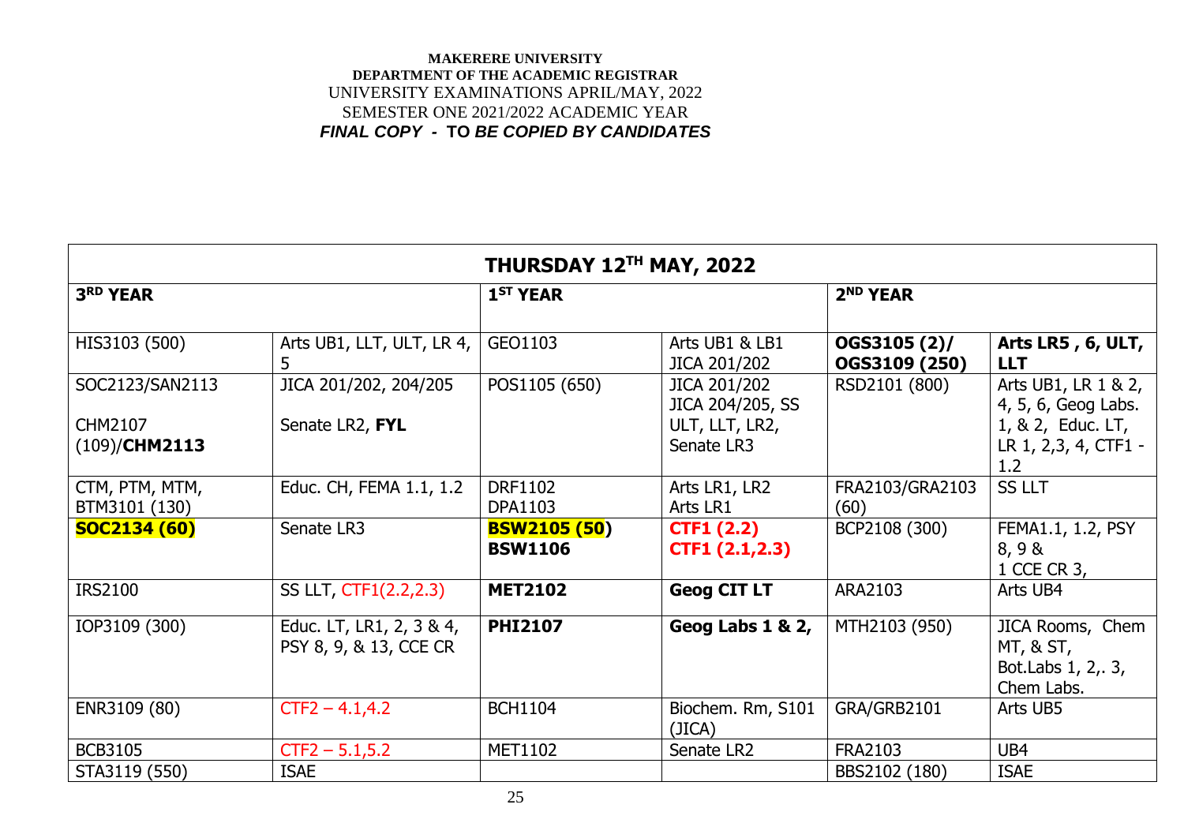**MAKERERE UNIVERSITY**
**DEPARTMENT OF THE ACADEMIC REGISTRAR**
UNIVERSITY EXAMINATIONS APRIL/MAY, 2022
SEMESTER ONE 2021/2022 ACADEMIC YEAR
***FINAL COPY - TO BE COPIED BY CANDIDATES***

| **THURSDAY 12TH MAY, 2022** | | | | | |
|---|---|---|---|---|---|
| **3RD YEAR** | | **1ST YEAR** | | **2ND YEAR** | |
| HIS3103 (500) | Arts UB1, LLT, ULT, LR 4, 5 | GEO1103 | Arts UB1 & LB1 JICA 201/202 | **OGS3105 (2)/ OGS3109 (250)** | **Arts LR5 , 6, ULT, LLT** |
| SOC2123/SAN2113<br><br>CHM2107 (109)/**CHM2113** | JICA 201/202, 204/205<br><br>Senate LR2, **FYL** | POS1105 (650) | JICA 201/202 JICA 204/205, SS ULT, LLT, LR2, Senate LR3 | RSD2101 (800) | Arts UB1, LR 1 & 2, 4, 5, 6, Geog Labs. 1, & 2, Educ. LT, LR 1, 2,3, 4, CTF1 - 1.2 |
| CTM, PTM, MTM, BTM3101 (130) | Educ. CH, FEMA 1.1, 1.2 | DRF1102<br>DPA1103 | Arts LR1, LR2<br>Arts LR1 | FRA2103/GRA2103 (60) | SS LLT |
| **SOC2134 (60)** | Senate LR3 | **BSW2105 (50)**<br>**BSW1106** | **CTF1 (2.2)**<br>**CTF1 (2.1,2.3)** | BCP2108 (300) | FEMA1.1, 1.2, PSY 8, 9 &<br>1 CCE CR 3, |
| IRS2100 | SS LLT, CTF1(2.2,2.3) | **MET2102** | **Geog CIT LT** | ARA2103 | Arts UB4 |
| IOP3109 (300) | Educ. LT, LR1, 2, 3 & 4, PSY 8, 9, & 13, CCE CR | **PHI2107** | **Geog Labs 1 & 2,** | MTH2103 (950) | JICA Rooms, Chem MT, & ST, Bot.Labs 1, 2,. 3, Chem Labs. |
| ENR3109 (80) | CTF2 – 4.1,4.2 | BCH1104 | Biochem. Rm, S101 (JICA) | GRA/GRB2101 | Arts UB5 |
| BCB3105 | CTF2 – 5.1,5.2 | MET1102 | Senate LR2 | FRA2103 | UB4 |
| STA3119 (550) | ISAE | | | BBS2102 (180) | ISAE |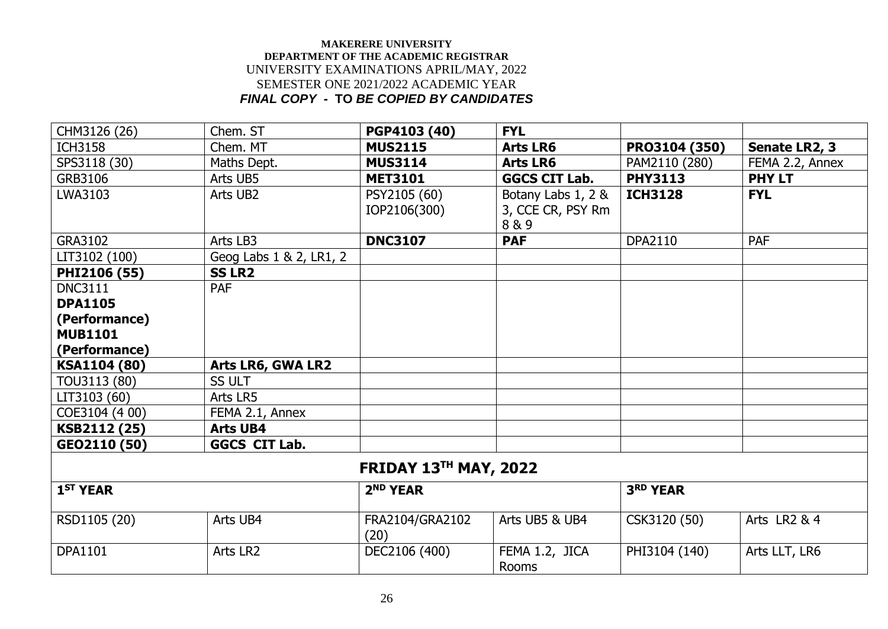**MAKERERE UNIVERSITY**
**DEPARTMENT OF THE ACADEMIC REGISTRAR**
UNIVERSITY EXAMINATIONS APRIL/MAY, 2022
SEMESTER ONE 2021/2022 ACADEMIC YEAR
***FINAL COPY - TO BE COPIED BY CANDIDATES***

| | | | | | |
|---|---|---|---|---|---|
| CHM3126 (26) | Chem. ST | **PGP4103 (40)** | **FYL** | | |
| ICH3158 | Chem. MT | **MUS2115** | **Arts LR6** | **PRO3104 (350)** | **Senate LR2, 3** |
| SPS3118 (30) | Maths Dept. | **MUS3114** | **Arts LR6** | PAM2110 (280) | FEMA 2.2, Annex |
| GRB3106 | Arts UB5 | **MET3101** | **GGCS CIT Lab.** | **PHY3113** | **PHY LT** |
| LWA3103 | Arts UB2 | PSY2105 (60) IOP2106(300) | Botany Labs 1, 2 & 3, CCE CR, PSY Rm 8 & 9 | **ICH3128** | **FYL** |
| GRA3102 | Arts LB3 | **DNC3107** | **PAF** | DPA2110 | PAF |
| LIT3102 (100) | Geog Labs 1 & 2, LR1, 2 | | | | |
| **PHI2106 (55)** | **SS LR2** | | | | |
| DNC3111 **DPA1105 (Performance)** **MUB1101 (Performance)** | PAF | | | | |
| **KSA1104 (80)** | **Arts LR6, GWA LR2** | | | | |
| TOU3113 (80) | SS ULT | | | | |
| LIT3103 (60) | Arts LR5 | | | | |
| COE3104 (4 00) | FEMA 2.1, Annex | | | | |
| **KSB2112 (25)** | **Arts UB4** | | | | |
| **GEO2110 (50)** | **GGCS CIT Lab.** | | | | |
| **FRIDAY 13TH MAY, 2022** | | | | | |
| **1ST YEAR** | | **2ND YEAR** | | **3RD YEAR** | |
| RSD1105 (20) | Arts UB4 | FRA2104/GRA2102 (20) | Arts UB5 & UB4 | CSK3120 (50) | Arts LR2 & 4 |
| DPA1101 | Arts LR2 | DEC2106 (400) | FEMA 1.2, JICA Rooms | PHI3104 (140) | Arts LLT, LR6 |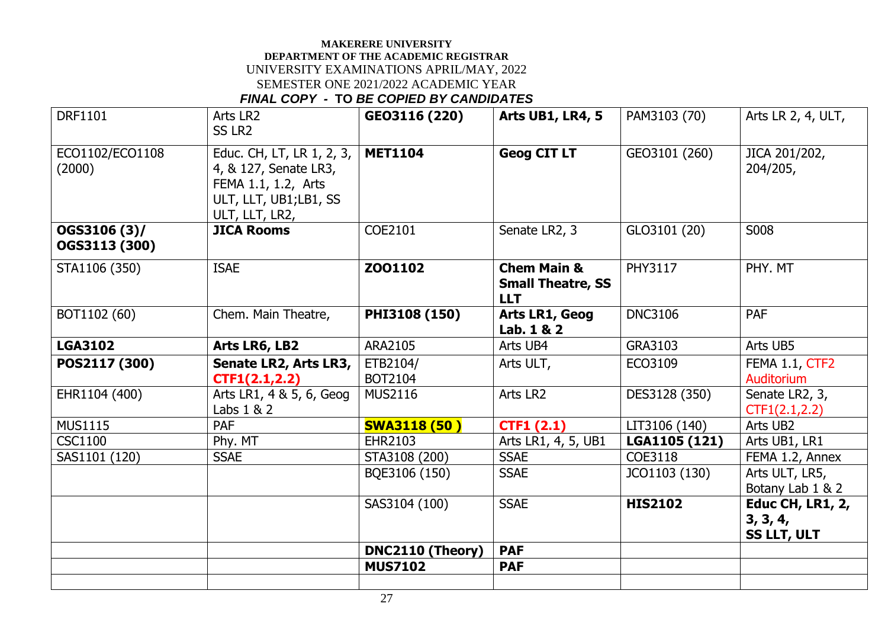**MAKERERE UNIVERSITY**
**DEPARTMENT OF THE ACADEMIC REGISTRAR**
UNIVERSITY EXAMINATIONS APRIL/MAY, 2022
SEMESTER ONE 2021/2022 ACADEMIC YEAR
***FINAL COPY - TO BE COPIED BY CANDIDATES***

| | | | | | |
|---|---|---|---|---|---|
| DRF1101 | Arts LR2<br>SS LR2 | **GEO3116 (220)** | **Arts UB1, LR4, 5** | PAM3103 (70) | Arts LR 2, 4, ULT, |
| ECO1102/ECO1108 (2000) | Educ. CH, LT, LR 1, 2, 3, 4, & 127, Senate LR3, FEMA 1.1, 1.2, Arts ULT, LLT, UB1;LB1, SS ULT, LLT, LR2, | **MET1104** | **Geog CIT LT** | GEO3101 (260) | JICA 201/202, 204/205, |
| **OGS3106 (3)/ OGS3113 (300)** | **JICA Rooms** | COE2101 | Senate LR2, 3 | GLO3101 (20) | S008 |
| STA1106 (350) | ISAE | **ZOO1102** | **Chem Main & Small Theatre, SS LLT** | PHY3117 | PHY. MT |
| BOT1102 (60) | Chem. Main Theatre, | **PHI3108 (150)** | **Arts LR1, Geog Lab. 1 & 2** | DNC3106 | PAF |
| **LGA3102** | **Arts LR6, LB2** | ARA2105 | Arts UB4 | GRA3103 | Arts UB5 |
| **POS2117 (300)** | **Senate LR2, Arts LR3, CTF1(2.1,2.2)** | ETB2104/ BOT2104 | Arts ULT, | ECO3109 | FEMA 1.1, CTF2 Auditorium |
| EHR1104 (400) | Arts LR1, 4 & 5, 6, Geog Labs 1 & 2 | MUS2116 | Arts LR2 | DES3128 (350) | Senate LR2, 3, CTF1(2.1,2.2) |
| MUS1115 | PAF | **SWA3118 (50 )** | **CTF1 (2.1)** | LIT3106 (140) | Arts UB2 |
| CSC1100 | Phy. MT | EHR2103 | Arts LR1, 4, 5, UB1 | **LGA1105 (121)** | Arts UB1, LR1 |
| SAS1101 (120) | SSAE | STA3108 (200) | SSAE | COE3118 | FEMA 1.2, Annex |
| | | BQE3106 (150) | SSAE | JCO1103 (130) | Arts ULT, LR5, Botany Lab 1 & 2 |
| | | SAS3104 (100) | SSAE | **HIS2102** | **Educ CH, LR1, 2, 3, 3, 4, SS LLT, ULT** |
| | | **DNC2110 (Theory)** | **PAF** | | |
| | | **MUS7102** | **PAF** | | |
| | | | | | |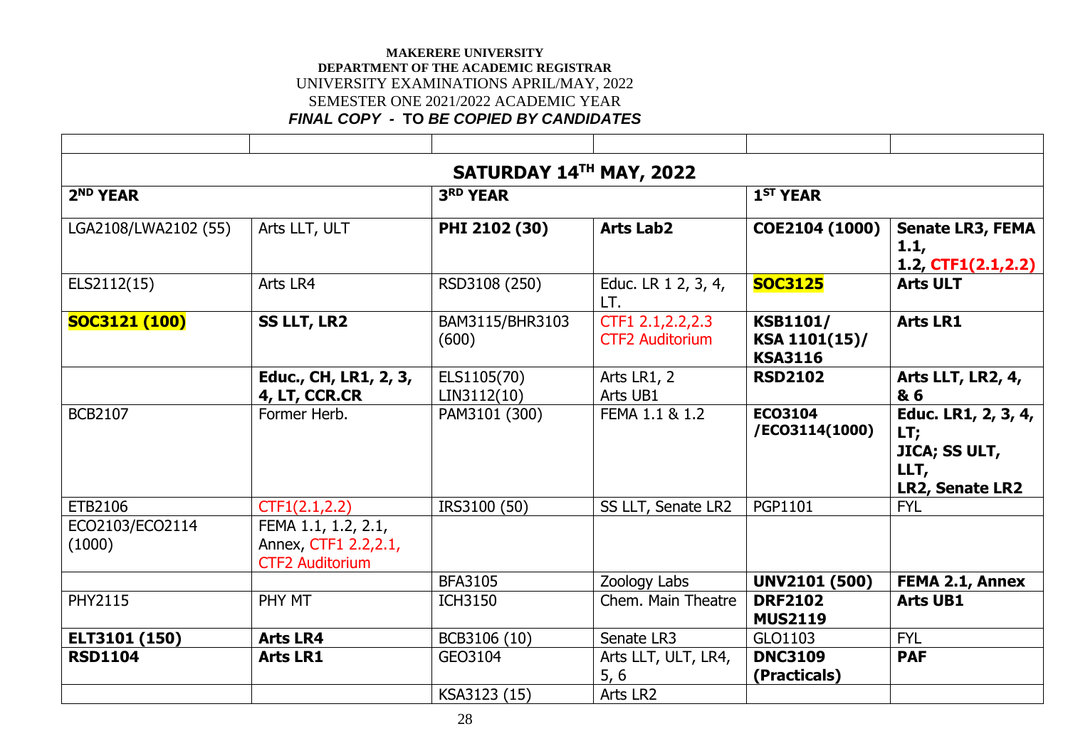**MAKERERE UNIVERSITY**
**DEPARTMENT OF THE ACADEMIC REGISTRAR**
UNIVERSITY EXAMINATIONS APRIL/MAY, 2022
SEMESTER ONE 2021/2022 ACADEMIC YEAR
***FINAL COPY - TO BE COPIED BY CANDIDATES***

| | | | | | |
|---|---|---|---|---|---|
| **SATURDAY 14TH MAY, 2022** | | | | | |
| **2ND YEAR** | | **3RD YEAR** | | **1ST YEAR** | |
| LGA2108/LWA2102 (55) | Arts LLT, ULT | **PHI 2102 (30)** | **Arts Lab2** | **COE2104 (1000)** | **Senate LR3, FEMA 1.1, 1.2, CTF1(2.1,2.2)** |
| ELS2112(15) | Arts LR4 | RSD3108 (250) | Educ. LR 1 2, 3, 4, LT. | **SOC3125** | **Arts ULT** |
| **SOC3121 (100)** | **SS LLT, LR2** | BAM3115/BHR3103 (600) | CTF1 2.1,2.2,2.3 CTF2 Auditorium | **KSB1101/ KSA 1101(15)/ KSA3116** | **Arts LR1** |
| | **Educ., CH, LR1, 2, 3, 4, LT, CCR.CR** | ELS1105(70) LIN3112(10) | Arts LR1, 2 Arts UB1 | **RSD2102** | **Arts LLT, LR2, 4, & 6** |
| BCB2107 | Former Herb. | PAM3101 (300) | FEMA 1.1 & 1.2 | **ECO3104 /ECO3114(1000)** | **Educ. LR1, 2, 3, 4, LT; JICA; SS ULT, LLT, LR2, Senate LR2** |
| ETB2106 | CTF1(2.1,2.2) | IRS3100 (50) | SS LLT, Senate LR2 | PGP1101 | FYL |
| ECO2103/ECO2114 (1000) | FEMA 1.1, 1.2, 2.1, Annex, CTF1 2.2,2.1, CTF2 Auditorium | | | | |
| | | BFA3105 | Zoology Labs | **UNV2101 (500)** | **FEMA 2.1, Annex** |
| PHY2115 | PHY MT | ICH3150 | Chem. Main Theatre | **DRF2102 MUS2119** | **Arts UB1** |
| **ELT3101 (150)** | **Arts LR4** | BCB3106 (10) | Senate LR3 | GLO1103 | FYL |
| **RSD1104** | **Arts LR1** | GEO3104 | Arts LLT, ULT, LR4, 5, 6 | **DNC3109 (Practicals)** | **PAF** |
| | | KSA3123 (15) | Arts LR2 | | |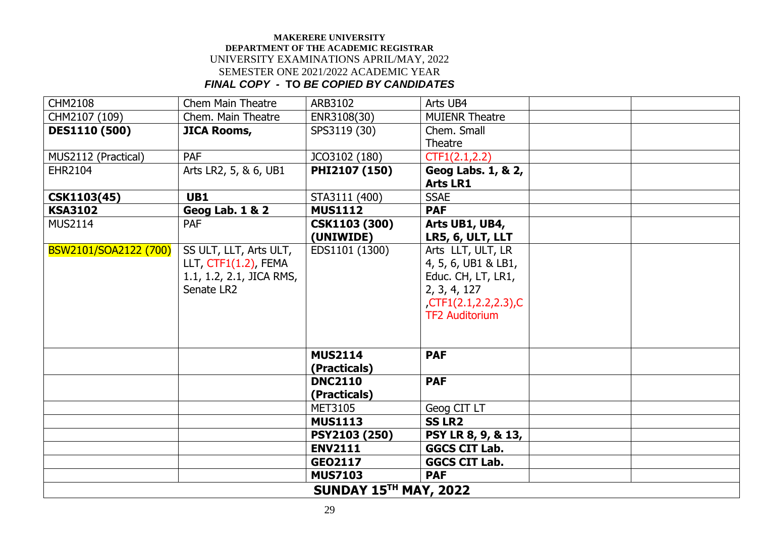**MAKERERE UNIVERSITY**
**DEPARTMENT OF THE ACADEMIC REGISTRAR**
UNIVERSITY EXAMINATIONS APRIL/MAY, 2022
SEMESTER ONE 2021/2022 ACADEMIC YEAR
***FINAL COPY - TO BE COPIED BY CANDIDATES***

| | | | | | |
|---|---|---|---|---|---|
| CHM2108 | Chem Main Theatre | ARB3102 | Arts UB4 | | |
| CHM2107 (109) | Chem. Main Theatre | ENR3108(30) | MUIENR Theatre | | |
| **DES1110 (500)** | **JICA Rooms,** | SPS3119 (30) | Chem. Small Theatre | | |
| MUS2112 (Practical) | PAF | JCO3102 (180) | CTF1(2.1,2.2) | | |
| EHR2104 | Arts LR2, 5, & 6, UB1 | **PHI2107 (150)** | **Geog Labs. 1, & 2, Arts LR1** | | |
| **CSK1103(45)** | **UB1** | STA3111 (400) | SSAE | | |
| **KSA3102** | **Geog Lab. 1 & 2** | **MUS1112** | **PAF** | | |
| MUS2114 | PAF | **CSK1103 (300) (UNIWIDE)** | **Arts UB1, UB4, LR5, 6, ULT, LLT** | | |
| BSW2101/SOA2122 (700) | SS ULT, LLT, Arts ULT, LLT, CTF1(1.2), FEMA 1.1, 1.2, 2.1, JICA RMS, Senate LR2 | EDS1101 (1300) | Arts LLT, ULT, LR 4, 5, 6, UB1 & LB1, Educ. CH, LT, LR1, 2, 3, 4, 127 ,CTF1(2.1,2.2,2.3),CTF2 Auditorium | | |
| | | **MUS2114 (Practicals)** | **PAF** | | |
| | | **DNC2110 (Practicals)** | **PAF** | | |
| | | MET3105 | Geog CIT LT | | |
| | | **MUS1113** | **SS LR2** | | |
| | | **PSY2103 (250)** | **PSY LR 8, 9, & 13,** | | |
| | | **ENV2111** | **GGCS CIT Lab.** | | |
| | | **GEO2117** | **GGCS CIT Lab.** | | |
| | | **MUS7103** | **PAF** | | |
| **SUNDAY 15TH MAY, 2022** | | | | | |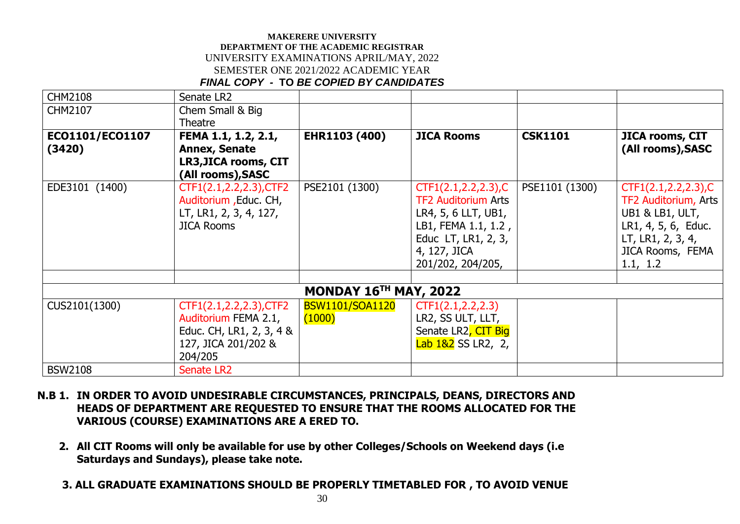**MAKERERE UNIVERSITY**
**DEPARTMENT OF THE ACADEMIC REGISTRAR**
UNIVERSITY EXAMINATIONS APRIL/MAY, 2022
SEMESTER ONE 2021/2022 ACADEMIC YEAR
***FINAL COPY - TO BE COPIED BY CANDIDATES***

| | | | | | |
|---|---|---|---|---|---|
| CHM2108 | Senate LR2 | | | | |
| CHM2107 | Chem Small & Big Theatre | | | | |
| **ECO1101/ECO1107 (3420)** | **FEMA 1.1, 1.2, 2.1, Annex, Senate LR3,JICA rooms, CIT (All rooms),SASC** | **EHR1103 (400)** | **JICA Rooms** | **CSK1101** | **JICA rooms, CIT (All rooms),SASC** |
| EDE3101 (1400) | CTF1(2.1,2.2,2.3),CTF2 Auditorium ,Educ. CH, LT, LR1, 2, 3, 4, 127, JICA Rooms | PSE2101 (1300) | CTF1(2.1,2.2,2.3),CTF2 Auditorium Arts LR4, 5, 6 LLT, UB1, LB1, FEMA 1.1, 1.2 , Educ LT, LR1, 2, 3, 4, 127, JICA 201/202, 204/205, | PSE1101 (1300) | CTF1(2.1,2.2,2.3),CTF2 Auditorium, Arts UB1 & LB1, ULT, LR1, 4, 5, 6, Educ. LT, LR1, 2, 3, 4, JICA Rooms, FEMA 1.1, 1.2 |
| | | | | | |
| **MONDAY 16TH MAY, 2022** | | | | | |
| CUS2101(1300) | CTF1(2.1,2.2,2.3),CTF2 Auditorium FEMA 2.1, Educ. CH, LR1, 2, 3, 4 & 127, JICA 201/202 & 204/205 | BSW1101/SOA1120 (1000) | CTF1(2.1,2.2,2.3) LR2, SS ULT, LLT, Senate LR2, CIT Big Lab 1&2 SS LR2, 2, | | |
| BSW2108 | Senate LR2 | | | | |

**N.B 1. IN ORDER TO AVOID UNDESIRABLE CIRCUMSTANCES, PRINCIPALS, DEANS, DIRECTORS AND HEADS OF DEPARTMENT ARE REQUESTED TO ENSURE THAT THE ROOMS ALLOCATED FOR THE VARIOUS (COURSE) EXAMINATIONS ARE A ERED TO.**

**2. All CIT Rooms will only be available for use by other Colleges/Schools on Weekend days (i.e Saturdays and Sundays), please take note.**

**3. ALL GRADUATE EXAMINATIONS SHOULD BE PROPERLY TIMETABLED FOR , TO AVOID VENUE**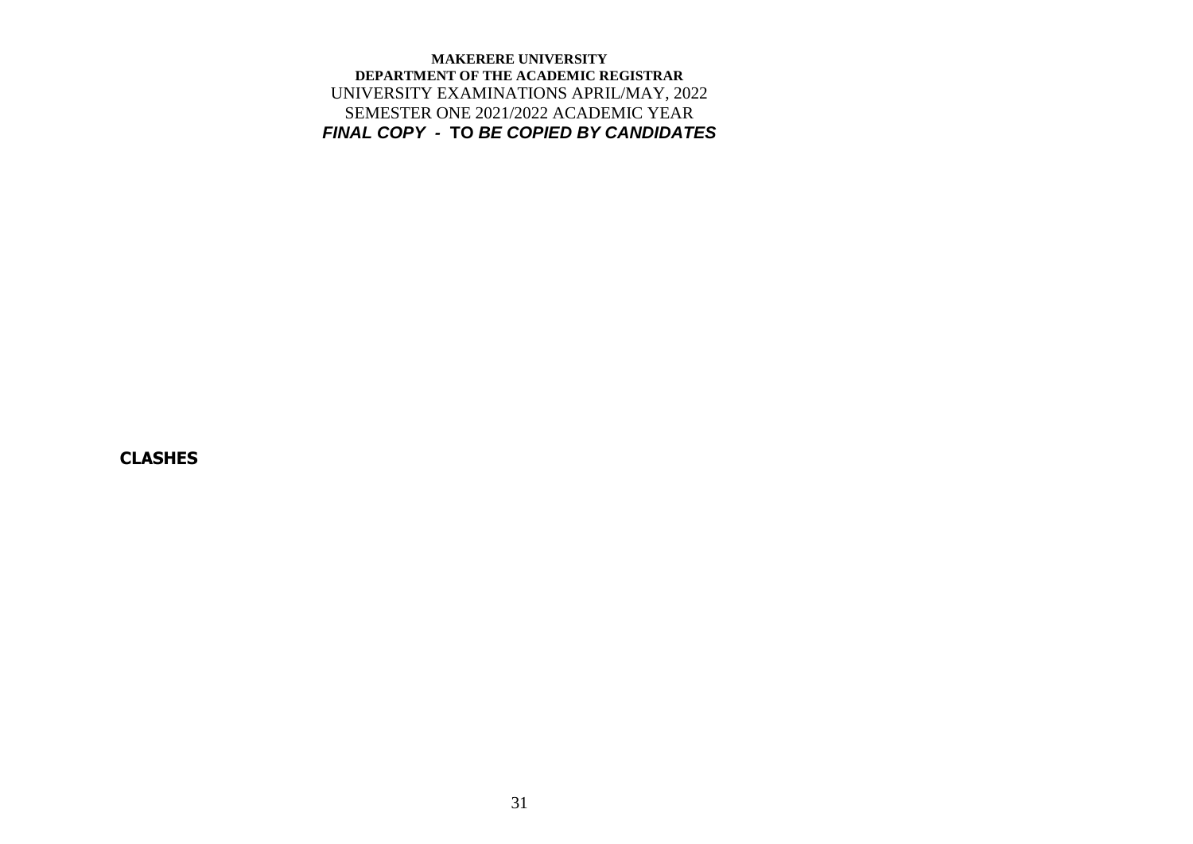**MAKERERE UNIVERSITY**
**DEPARTMENT OF THE ACADEMIC REGISTRAR**
UNIVERSITY EXAMINATIONS APRIL/MAY, 2022
SEMESTER ONE 2021/2022 ACADEMIC YEAR
***FINAL COPY - TO BE COPIED BY CANDIDATES***

**CLASHES**